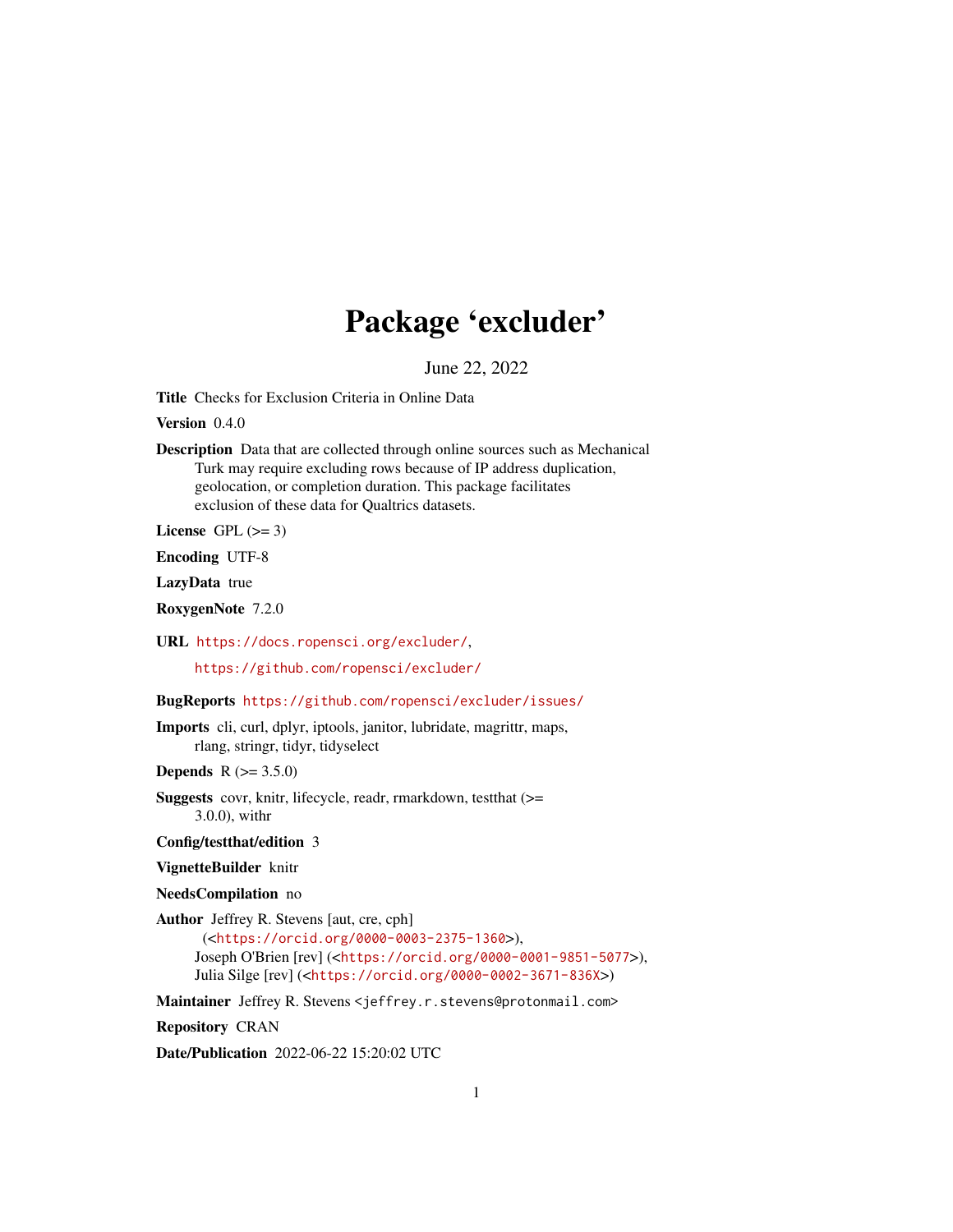# Package 'excluder'

June 22, 2022

**Title** Checks for Exclusion Criteria in Online Data

**Version** 0.4.0

**Description** Data that are collected through online sources such as Mechanical Turk may require excluding rows because of IP address duplication, geolocation, or completion duration. This package facilitates exclusion of these data for Qualtrics datasets.

**License** GPL (>= 3)

**Encoding** UTF-8

**LazyData** true

**RoxygenNote** 7.2.0

**URL** https://docs.ropensci.org/excluder/,
https://github.com/ropensci/excluder/

**BugReports** https://github.com/ropensci/excluder/issues/

**Imports** cli, curl, dplyr, iptools, janitor, lubridate, magrittr, maps, rlang, stringr, tidyr, tidyselect

**Depends** R (>= 3.5.0)

**Suggests** covr, knitr, lifecycle, readr, rmarkdown, testthat (>= 3.0.0), withr

**Config/testthat/edition** 3

**VignetteBuilder** knitr

**NeedsCompilation** no

**Author** Jeffrey R. Stevens [aut, cre, cph] (<https://orcid.org/0000-0003-2375-1360>), Joseph O'Brien [rev] (<https://orcid.org/0000-0001-9851-5077>), Julia Silge [rev] (<https://orcid.org/0000-0002-3671-836X>)

**Maintainer** Jeffrey R. Stevens <jeffrey.r.stevens@protonmail.com>

**Repository** CRAN

**Date/Publication** 2022-06-22 15:20:02 UTC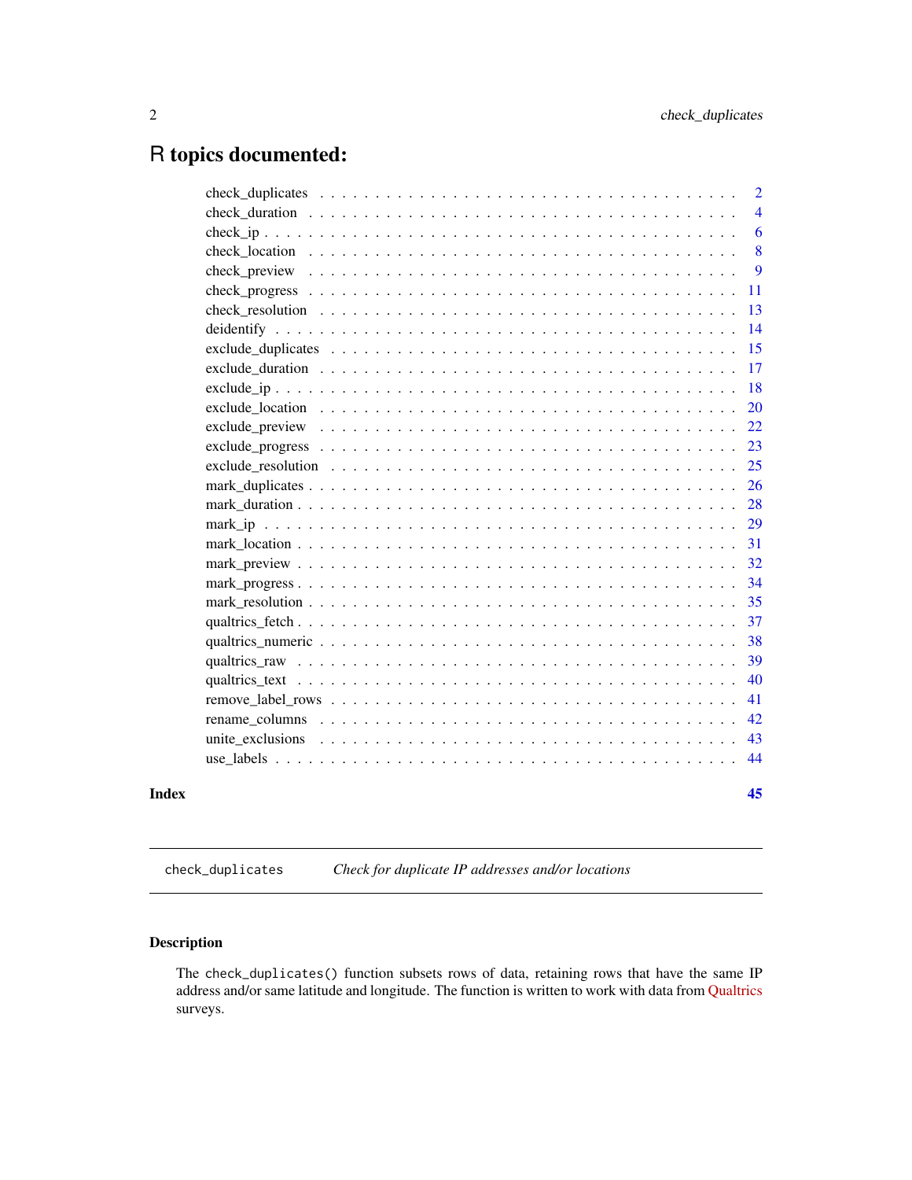# R topics documented:

- check_duplicates . . . . . 2
- check_duration . . . . . 4
- check_ip . . . . . 6
- check_location . . . . . 8
- check_preview . . . . . 9
- check_progress . . . . . 11
- check_resolution . . . . . 13
- deidentify . . . . . 14
- exclude_duplicates . . . . . 15
- exclude_duration . . . . . 17
- exclude_ip . . . . . 18
- exclude_location . . . . . 20
- exclude_preview . . . . . 22
- exclude_progress . . . . . 23
- exclude_resolution . . . . . 25
- mark_duplicates . . . . . 26
- mark_duration . . . . . 28
- mark_ip . . . . . 29
- mark_location . . . . . 31
- mark_preview . . . . . 32
- mark_progress . . . . . 34
- mark_resolution . . . . . 35
- qualtrics_fetch . . . . . 37
- qualtrics_numeric . . . . . 38
- qualtrics_raw . . . . . 39
- qualtrics_text . . . . . 40
- remove_label_rows . . . . . 41
- rename_columns . . . . . 42
- unite_exclusions . . . . . 43
- use_labels . . . . . 44

**Index** **45**

---

## check_duplicates *Check for duplicate IP addresses and/or locations*

### Description

The `check_duplicates()` function subsets rows of data, retaining rows that have the same IP address and/or same latitude and longitude. The function is written to work with data from Qualtrics surveys.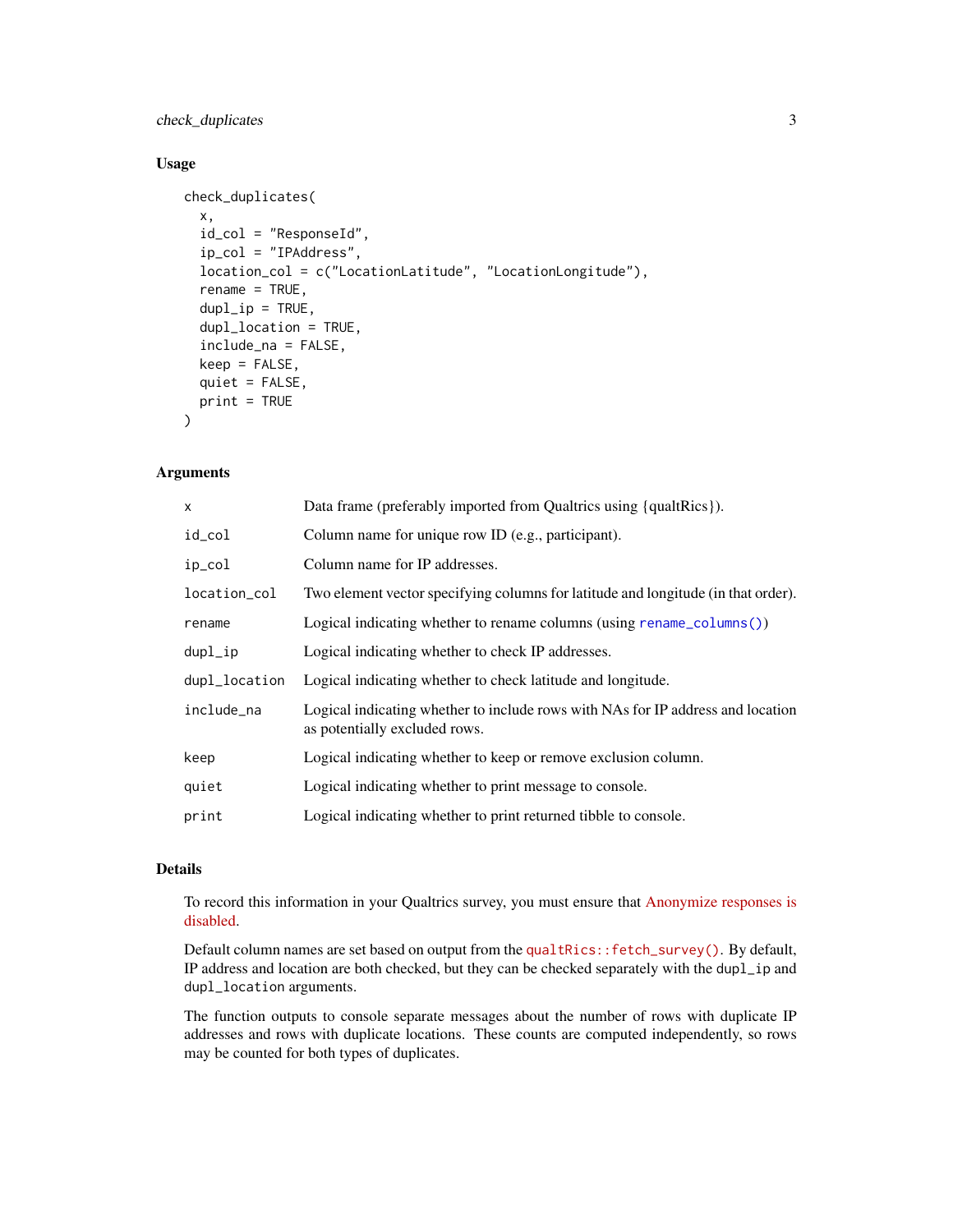### Usage

```
check_duplicates(
  x,
  id_col = "ResponseId",
  ip_col = "IPAddress",
  location_col = c("LocationLatitude", "LocationLongitude"),
  rename = TRUE,
  dupl_ip = TRUE,
  dupl_location = TRUE,
  include_na = FALSE,
  keep = FALSE,
  quiet = FALSE,
  print = TRUE
)
```

### Arguments

| | |
|---|---|
| x | Data frame (preferably imported from Qualtrics using {qualtRics}). |
| id_col | Column name for unique row ID (e.g., participant). |
| ip_col | Column name for IP addresses. |
| location_col | Two element vector specifying columns for latitude and longitude (in that order). |
| rename | Logical indicating whether to rename columns (using rename_columns()) |
| dupl_ip | Logical indicating whether to check IP addresses. |
| dupl_location | Logical indicating whether to check latitude and longitude. |
| include_na | Logical indicating whether to include rows with NAs for IP address and location as potentially excluded rows. |
| keep | Logical indicating whether to keep or remove exclusion column. |
| quiet | Logical indicating whether to print message to console. |
| print | Logical indicating whether to print returned tibble to console. |

### Details

To record this information in your Qualtrics survey, you must ensure that Anonymize responses is disabled.

Default column names are set based on output from the `qualtRics::fetch_survey()`. By default, IP address and location are both checked, but they can be checked separately with the `dupl_ip` and `dupl_location` arguments.

The function outputs to console separate messages about the number of rows with duplicate IP addresses and rows with duplicate locations. These counts are computed independently, so rows may be counted for both types of duplicates.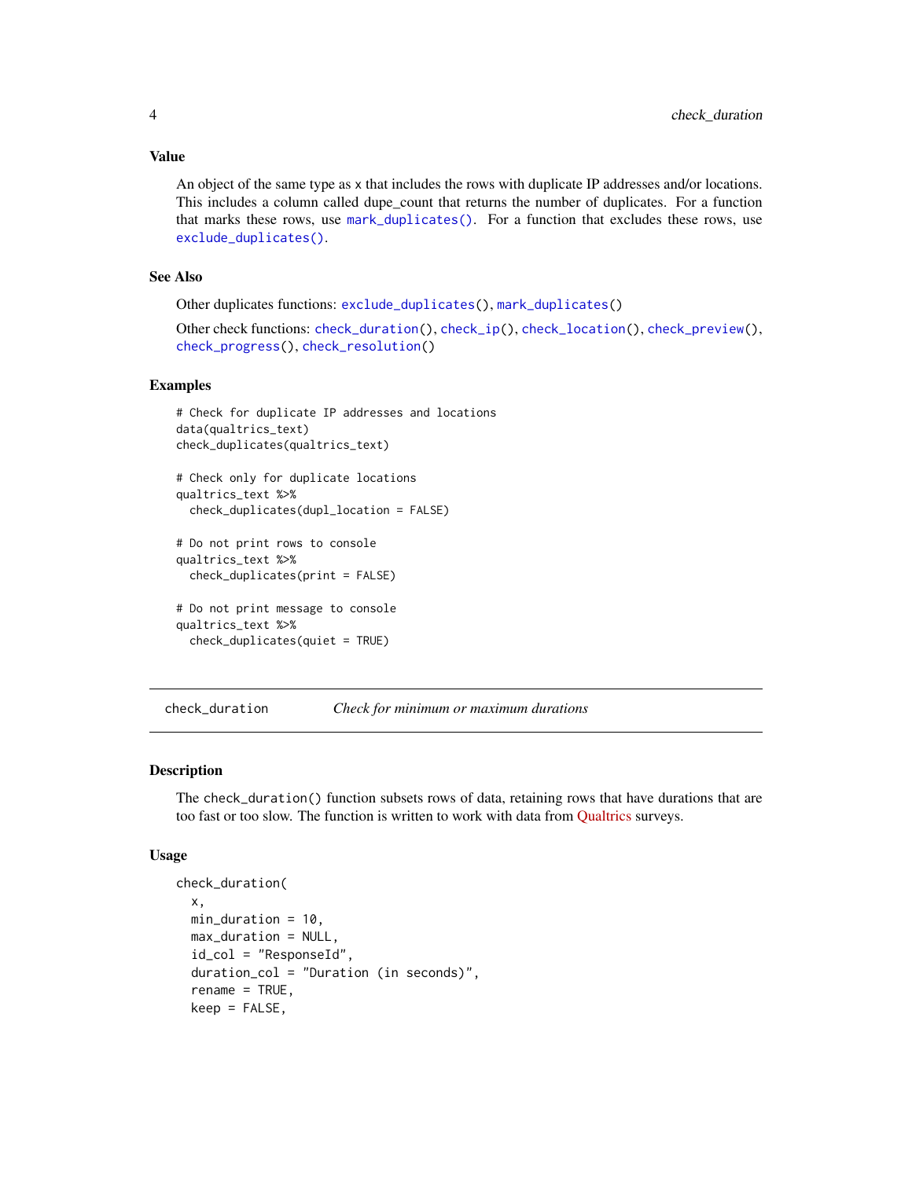### Value

An object of the same type as x that includes the rows with duplicate IP addresses and/or locations. This includes a column called dupe_count that returns the number of duplicates. For a function that marks these rows, use `mark_duplicates()`. For a function that excludes these rows, use `exclude_duplicates()`.

### See Also

Other duplicates functions: `exclude_duplicates()`, `mark_duplicates()`

Other check functions: `check_duration()`, `check_ip()`, `check_location()`, `check_preview()`, `check_progress()`, `check_resolution()`

### Examples

```
# Check for duplicate IP addresses and locations
data(qualtrics_text)
check_duplicates(qualtrics_text)

# Check only for duplicate locations
qualtrics_text %>%
  check_duplicates(dupl_location = FALSE)

# Do not print rows to console
qualtrics_text %>%
  check_duplicates(print = FALSE)

# Do not print message to console
qualtrics_text %>%
  check_duplicates(quiet = TRUE)
```

---

## check_duration &nbsp;&nbsp;&nbsp; *Check for minimum or maximum durations*

### Description

The `check_duration()` function subsets rows of data, retaining rows that have durations that are too fast or too slow. The function is written to work with data from Qualtrics surveys.

### Usage

```
check_duration(
  x,
  min_duration = 10,
  max_duration = NULL,
  id_col = "ResponseId",
  duration_col = "Duration (in seconds)",
  rename = TRUE,
  keep = FALSE,
```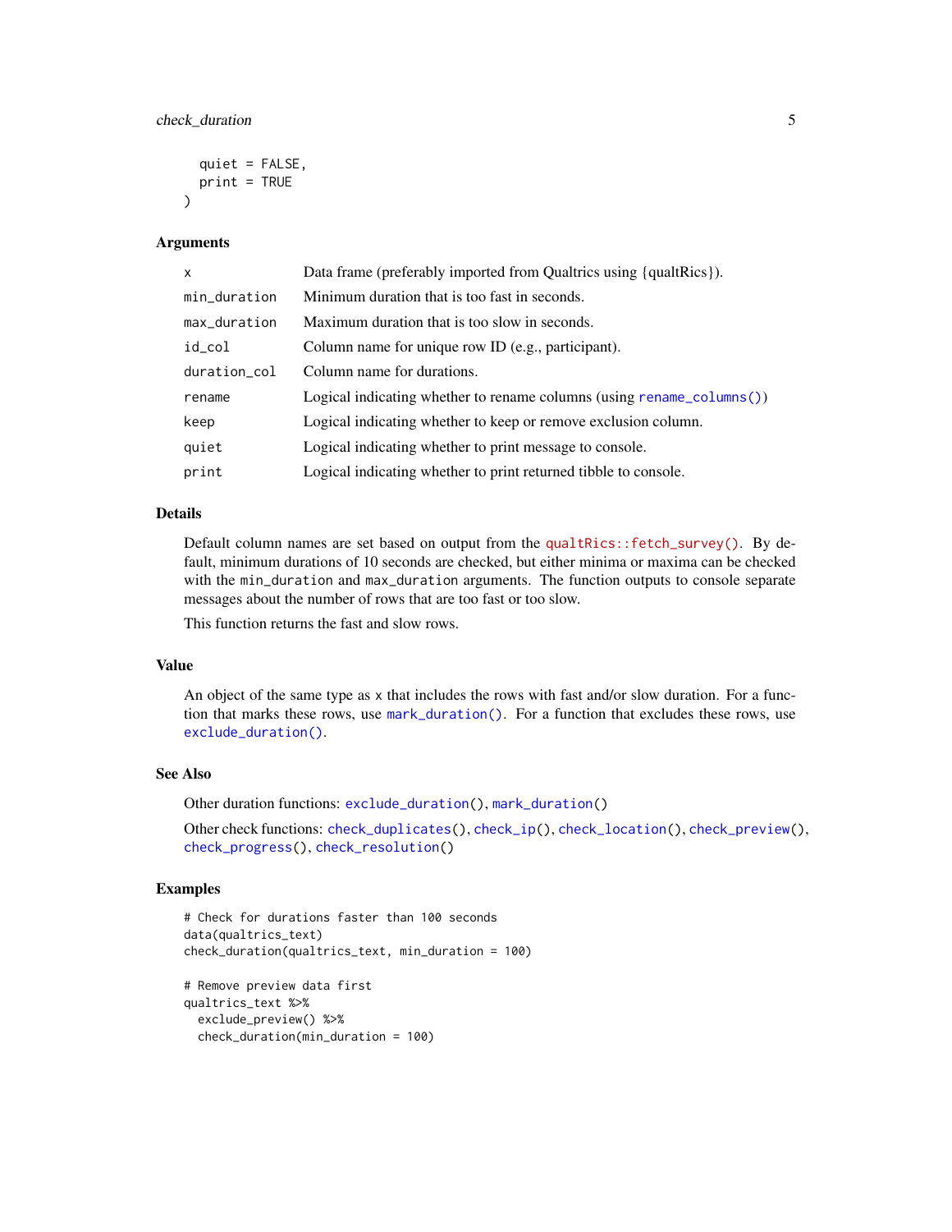```
  quiet = FALSE,
  print = TRUE
)
```

## Arguments

| | |
|---|---|
| x | Data frame (preferably imported from Qualtrics using {qualtRics}). |
| min_duration | Minimum duration that is too fast in seconds. |
| max_duration | Maximum duration that is too slow in seconds. |
| id_col | Column name for unique row ID (e.g., participant). |
| duration_col | Column name for durations. |
| rename | Logical indicating whether to rename columns (using rename_columns()) |
| keep | Logical indicating whether to keep or remove exclusion column. |
| quiet | Logical indicating whether to print message to console. |
| print | Logical indicating whether to print returned tibble to console. |

## Details

Default column names are set based on output from the qualtRics::fetch_survey(). By default, minimum durations of 10 seconds are checked, but either minima or maxima can be checked with the min_duration and max_duration arguments. The function outputs to console separate messages about the number of rows that are too fast or too slow.

This function returns the fast and slow rows.

## Value

An object of the same type as x that includes the rows with fast and/or slow duration. For a function that marks these rows, use mark_duration(). For a function that excludes these rows, use exclude_duration().

## See Also

Other duration functions: exclude_duration(), mark_duration()

Other check functions: check_duplicates(), check_ip(), check_location(), check_preview(), check_progress(), check_resolution()

## Examples

```
# Check for durations faster than 100 seconds
data(qualtrics_text)
check_duration(qualtrics_text, min_duration = 100)

# Remove preview data first
qualtrics_text %>%
  exclude_preview() %>%
  check_duration(min_duration = 100)
```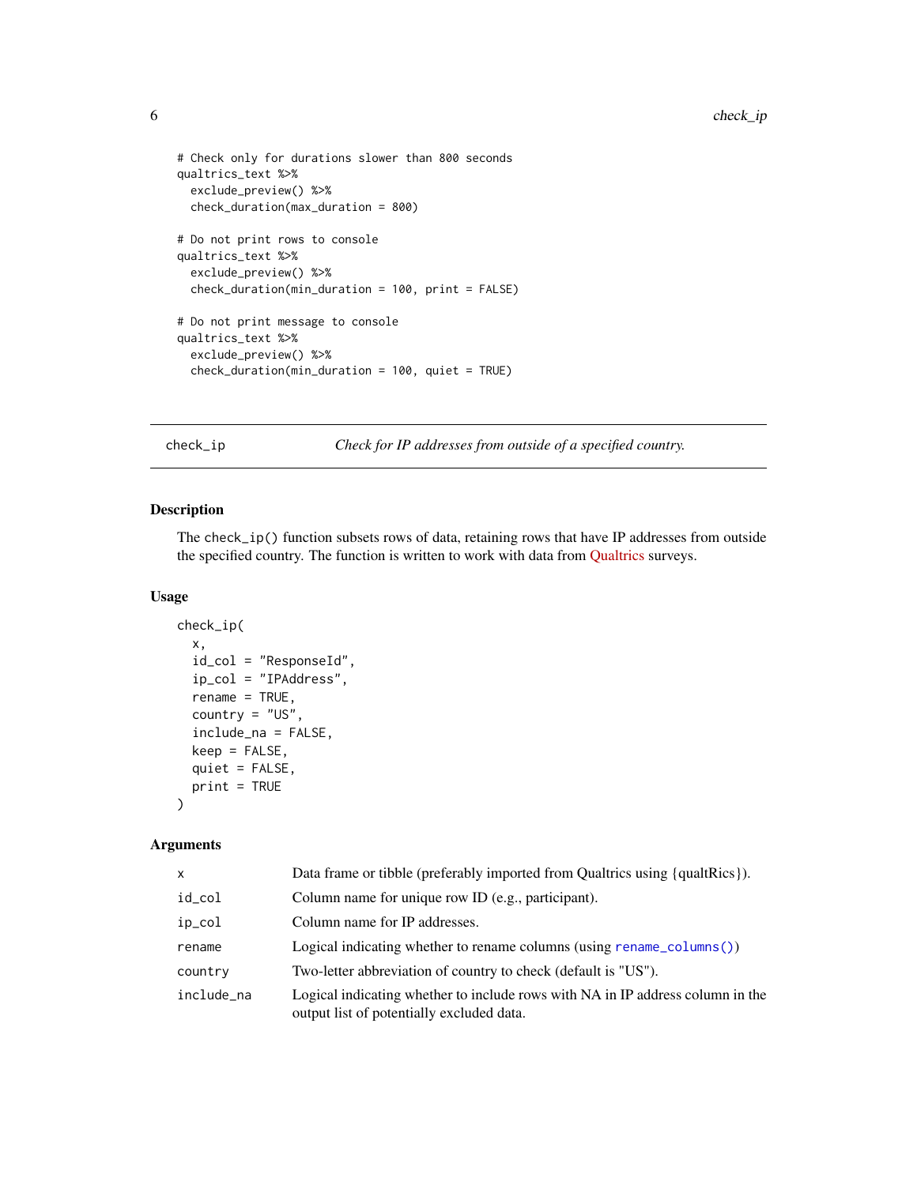```
# Check only for durations slower than 800 seconds
qualtrics_text %>%
  exclude_preview() %>%
  check_duration(max_duration = 800)

# Do not print rows to console
qualtrics_text %>%
  exclude_preview() %>%
  check_duration(min_duration = 100, print = FALSE)

# Do not print message to console
qualtrics_text %>%
  exclude_preview() %>%
  check_duration(min_duration = 100, quiet = TRUE)
```

---

## check_ip — *Check for IP addresses from outside of a specified country.*

---

### Description

The check_ip() function subsets rows of data, retaining rows that have IP addresses from outside the specified country. The function is written to work with data from Qualtrics surveys.

### Usage

```
check_ip(
  x,
  id_col = "ResponseId",
  ip_col = "IPAddress",
  rename = TRUE,
  country = "US",
  include_na = FALSE,
  keep = FALSE,
  quiet = FALSE,
  print = TRUE
)
```

### Arguments

| | |
|---|---|
| x | Data frame or tibble (preferably imported from Qualtrics using {qualtRics}). |
| id_col | Column name for unique row ID (e.g., participant). |
| ip_col | Column name for IP addresses. |
| rename | Logical indicating whether to rename columns (using rename_columns()) |
| country | Two-letter abbreviation of country to check (default is "US"). |
| include_na | Logical indicating whether to include rows with NA in IP address column in the output list of potentially excluded data. |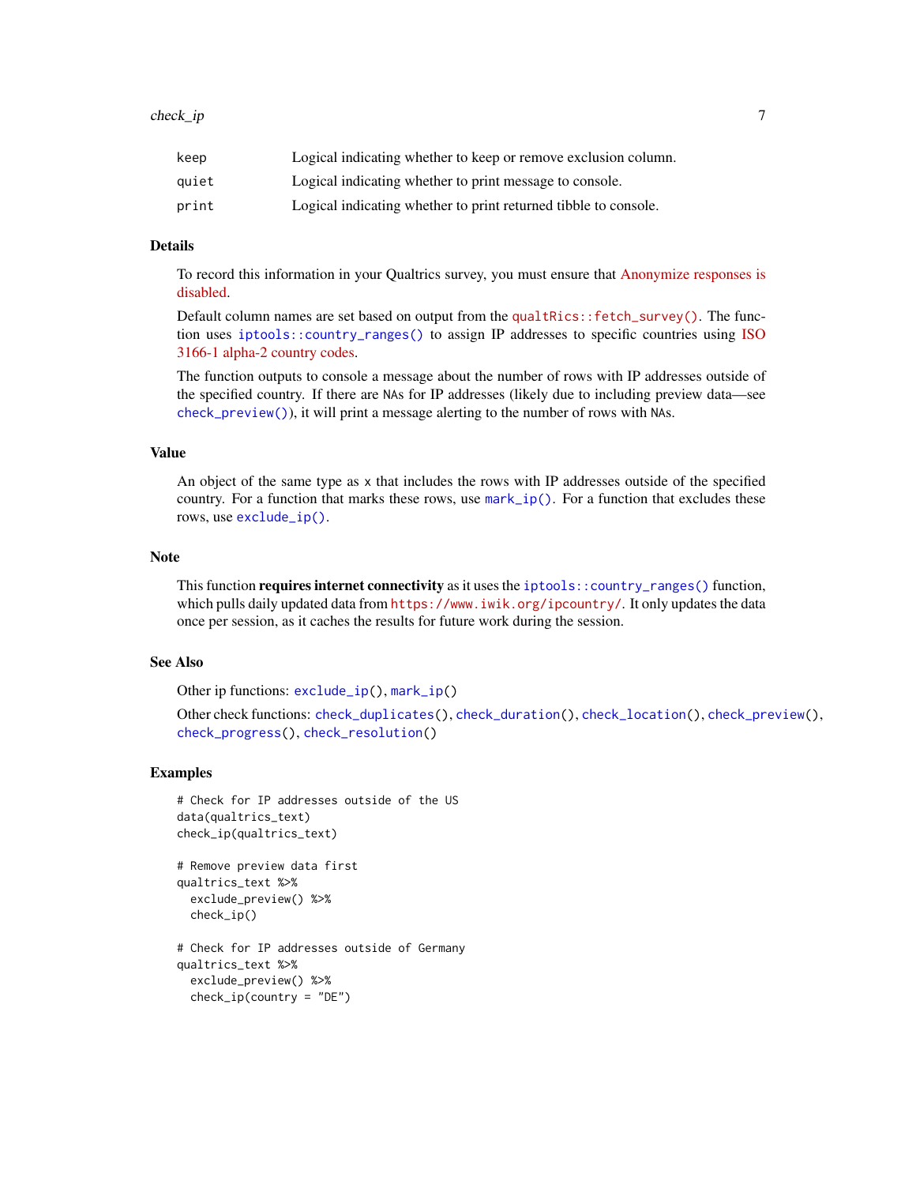| | |
|---|---|
| keep | Logical indicating whether to keep or remove exclusion column. |
| quiet | Logical indicating whether to print message to console. |
| print | Logical indicating whether to print returned tibble to console. |

## Details

To record this information in your Qualtrics survey, you must ensure that Anonymize responses is disabled.

Default column names are set based on output from the `qualtRics::fetch_survey()`. The function uses `iptools::country_ranges()` to assign IP addresses to specific countries using ISO 3166-1 alpha-2 country codes.

The function outputs to console a message about the number of rows with IP addresses outside of the specified country. If there are `NA`s for IP addresses (likely due to including preview data—see `check_preview()`), it will print a message alerting to the number of rows with `NA`s.

## Value

An object of the same type as `x` that includes the rows with IP addresses outside of the specified country. For a function that marks these rows, use `mark_ip()`. For a function that excludes these rows, use `exclude_ip()`.

## Note

This function **requires internet connectivity** as it uses the `iptools::country_ranges()` function, which pulls daily updated data from `https://www.iwik.org/ipcountry/`. It only updates the data once per session, as it caches the results for future work during the session.

## See Also

Other ip functions: `exclude_ip()`, `mark_ip()`

Other check functions: `check_duplicates()`, `check_duration()`, `check_location()`, `check_preview()`, `check_progress()`, `check_resolution()`

## Examples

```
# Check for IP addresses outside of the US
data(qualtrics_text)
check_ip(qualtrics_text)

# Remove preview data first
qualtrics_text %>%
  exclude_preview() %>%
  check_ip()

# Check for IP addresses outside of Germany
qualtrics_text %>%
  exclude_preview() %>%
  check_ip(country = "DE")
```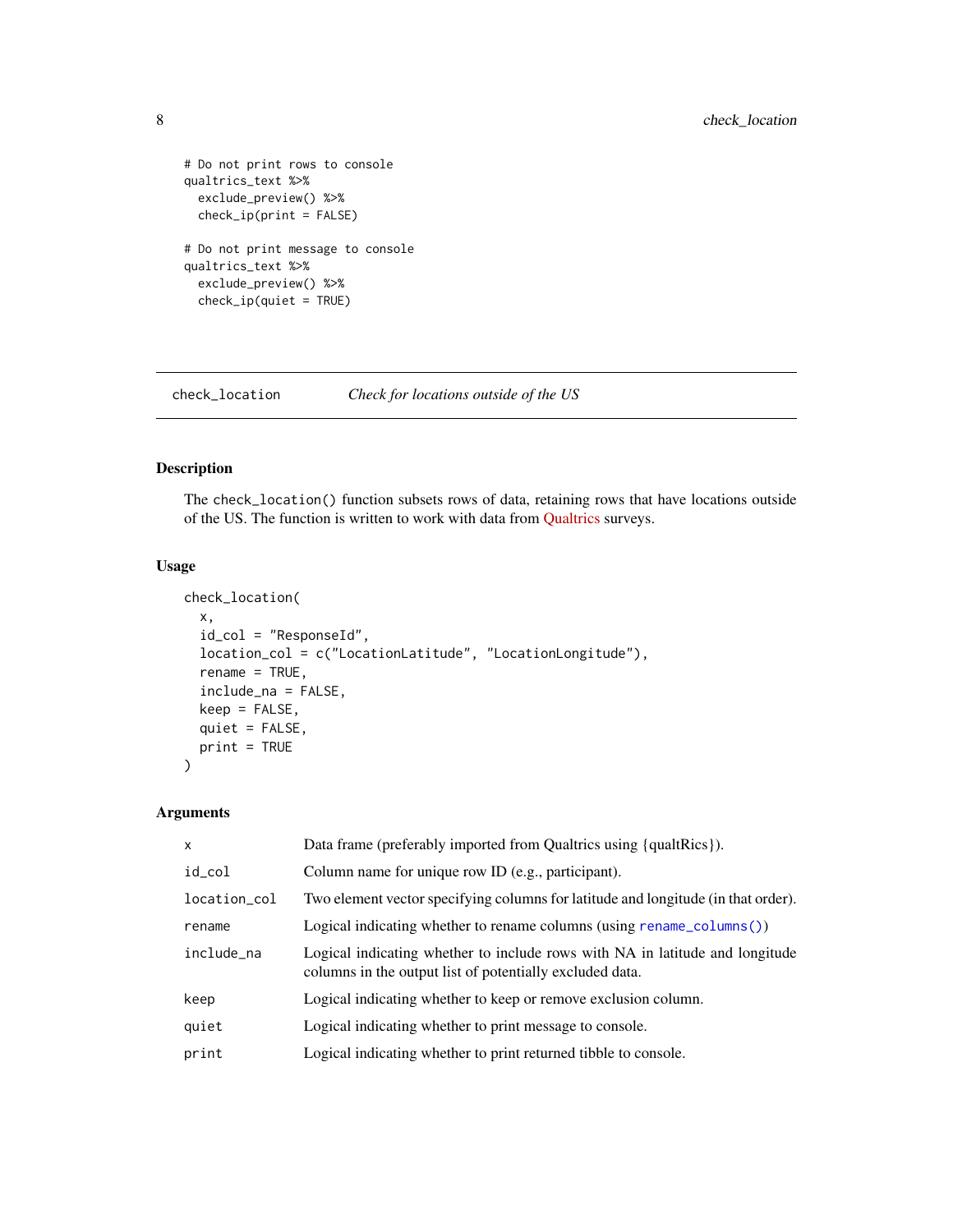```
# Do not print rows to console
qualtrics_text %>%
  exclude_preview() %>%
  check_ip(print = FALSE)

# Do not print message to console
qualtrics_text %>%
  exclude_preview() %>%
  check_ip(quiet = TRUE)
```

---

## check_location — *Check for locations outside of the US*

---

### Description

The check_location() function subsets rows of data, retaining rows that have locations outside of the US. The function is written to work with data from Qualtrics surveys.

### Usage

```
check_location(
  x,
  id_col = "ResponseId",
  location_col = c("LocationLatitude", "LocationLongitude"),
  rename = TRUE,
  include_na = FALSE,
  keep = FALSE,
  quiet = FALSE,
  print = TRUE
)
```

### Arguments

| | |
|---|---|
| x | Data frame (preferably imported from Qualtrics using {qualtRics}). |
| id_col | Column name for unique row ID (e.g., participant). |
| location_col | Two element vector specifying columns for latitude and longitude (in that order). |
| rename | Logical indicating whether to rename columns (using rename_columns()) |
| include_na | Logical indicating whether to include rows with NA in latitude and longitude columns in the output list of potentially excluded data. |
| keep | Logical indicating whether to keep or remove exclusion column. |
| quiet | Logical indicating whether to print message to console. |
| print | Logical indicating whether to print returned tibble to console. |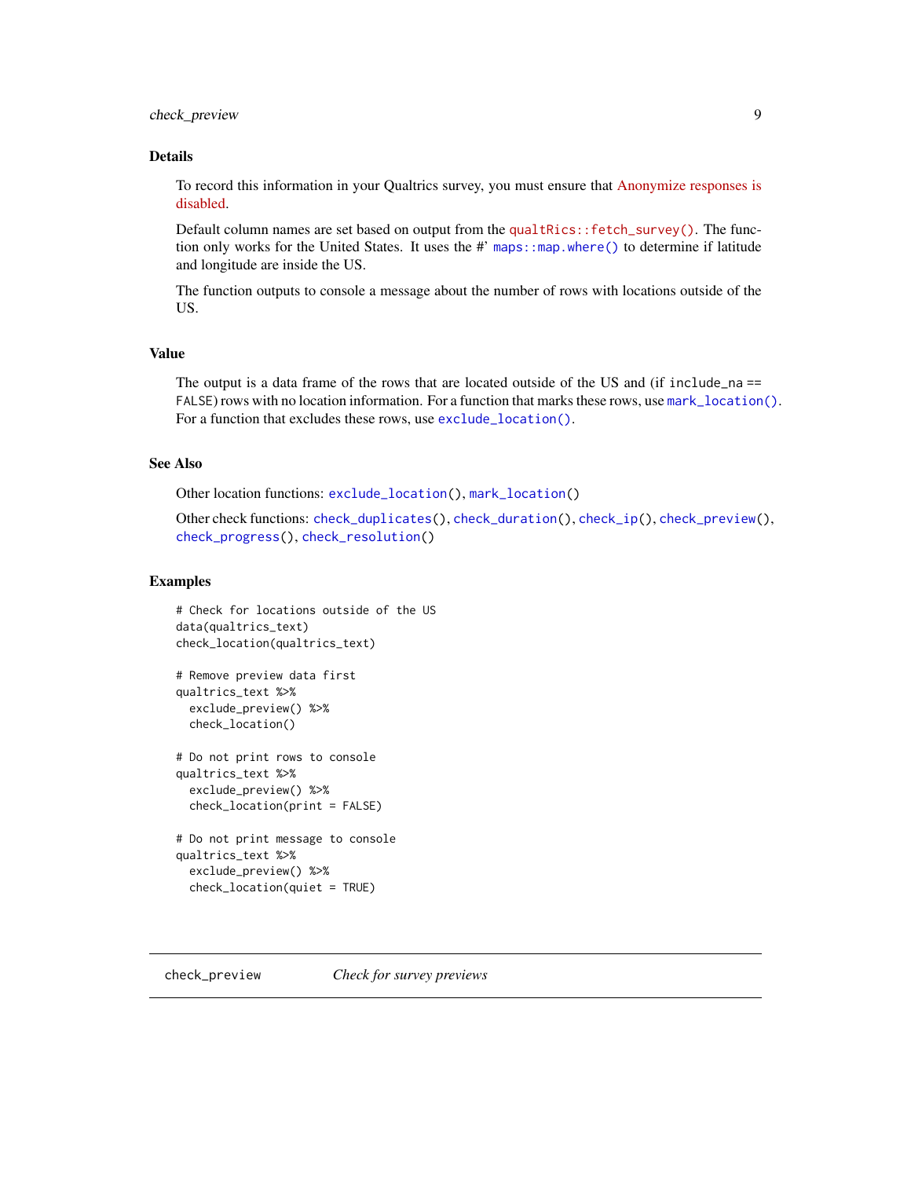### Details

To record this information in your Qualtrics survey, you must ensure that Anonymize responses is disabled.

Default column names are set based on output from the `qualtRics::fetch_survey()`. The function only works for the United States. It uses the #' `maps::map.where()` to determine if latitude and longitude are inside the US.

The function outputs to console a message about the number of rows with locations outside of the US.

### Value

The output is a data frame of the rows that are located outside of the US and (if `include_na == FALSE`) rows with no location information. For a function that marks these rows, use `mark_location()`. For a function that excludes these rows, use `exclude_location()`.

### See Also

Other location functions: `exclude_location()`, `mark_location()`

Other check functions: `check_duplicates()`, `check_duration()`, `check_ip()`, `check_preview()`, `check_progress()`, `check_resolution()`

### Examples

```
# Check for locations outside of the US
data(qualtrics_text)
check_location(qualtrics_text)

# Remove preview data first
qualtrics_text %>%
  exclude_preview() %>%
  check_location()

# Do not print rows to console
qualtrics_text %>%
  exclude_preview() %>%
  check_location(print = FALSE)

# Do not print message to console
qualtrics_text %>%
  exclude_preview() %>%
  check_location(quiet = TRUE)
```

---

## check_preview — *Check for survey previews*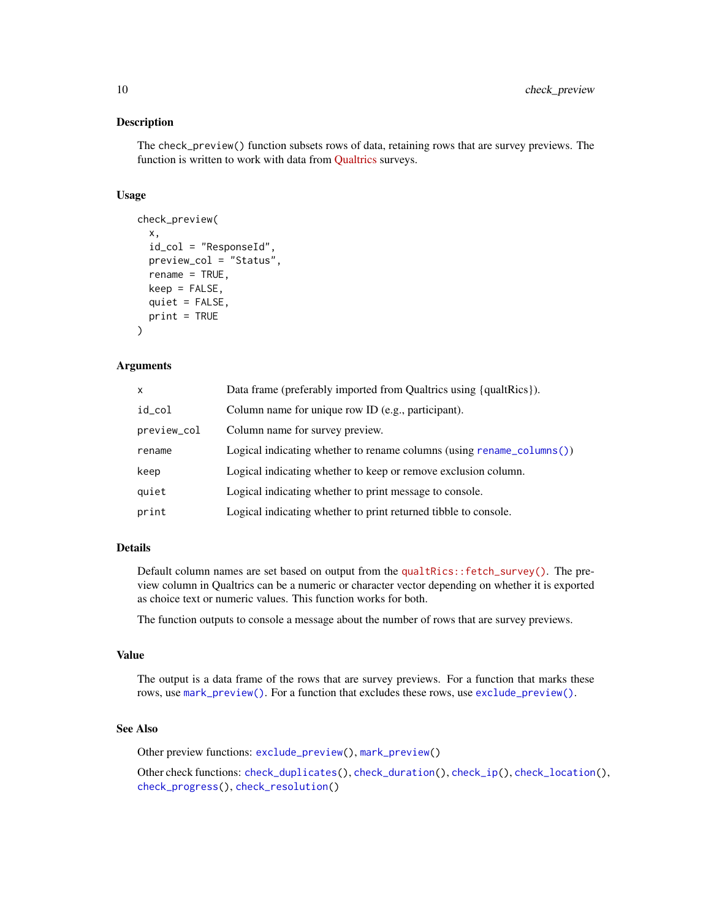## Description

The `check_preview()` function subsets rows of data, retaining rows that are survey previews. The function is written to work with data from Qualtrics surveys.

## Usage

```
check_preview(
  x,
  id_col = "ResponseId",
  preview_col = "Status",
  rename = TRUE,
  keep = FALSE,
  quiet = FALSE,
  print = TRUE
)
```

## Arguments

| | |
|---|---|
| `x` | Data frame (preferably imported from Qualtrics using {qualtRics}). |
| `id_col` | Column name for unique row ID (e.g., participant). |
| `preview_col` | Column name for survey preview. |
| `rename` | Logical indicating whether to rename columns (using `rename_columns()`) |
| `keep` | Logical indicating whether to keep or remove exclusion column. |
| `quiet` | Logical indicating whether to print message to console. |
| `print` | Logical indicating whether to print returned tibble to console. |

## Details

Default column names are set based on output from the `qualtRics::fetch_survey()`. The preview column in Qualtrics can be a numeric or character vector depending on whether it is exported as choice text or numeric values. This function works for both.

The function outputs to console a message about the number of rows that are survey previews.

## Value

The output is a data frame of the rows that are survey previews. For a function that marks these rows, use `mark_preview()`. For a function that excludes these rows, use `exclude_preview()`.

## See Also

Other preview functions: `exclude_preview()`, `mark_preview()`

Other check functions: `check_duplicates()`, `check_duration()`, `check_ip()`, `check_location()`, `check_progress()`, `check_resolution()`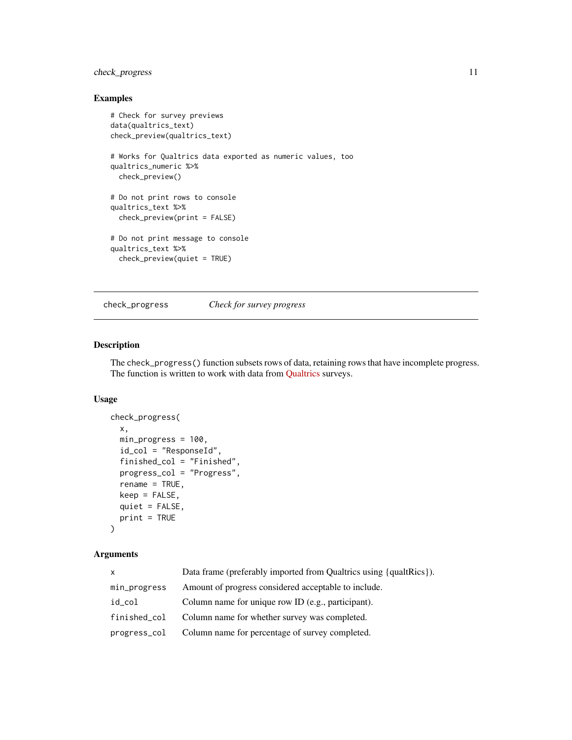### Examples

```
# Check for survey previews
data(qualtrics_text)
check_preview(qualtrics_text)

# Works for Qualtrics data exported as numeric values, too
qualtrics_numeric %>%
  check_preview()

# Do not print rows to console
qualtrics_text %>%
  check_preview(print = FALSE)

# Do not print message to console
qualtrics_text %>%
  check_preview(quiet = TRUE)
```

---

## check_progress *Check for survey progress*

### Description

The `check_progress()` function subsets rows of data, retaining rows that have incomplete progress. The function is written to work with data from Qualtrics surveys.

### Usage

```
check_progress(
  x,
  min_progress = 100,
  id_col = "ResponseId",
  finished_col = "Finished",
  progress_col = "Progress",
  rename = TRUE,
  keep = FALSE,
  quiet = FALSE,
  print = TRUE
)
```

### Arguments

| | |
|---|---|
| `x` | Data frame (preferably imported from Qualtrics using {qualtRics}). |
| `min_progress` | Amount of progress considered acceptable to include. |
| `id_col` | Column name for unique row ID (e.g., participant). |
| `finished_col` | Column name for whether survey was completed. |
| `progress_col` | Column name for percentage of survey completed. |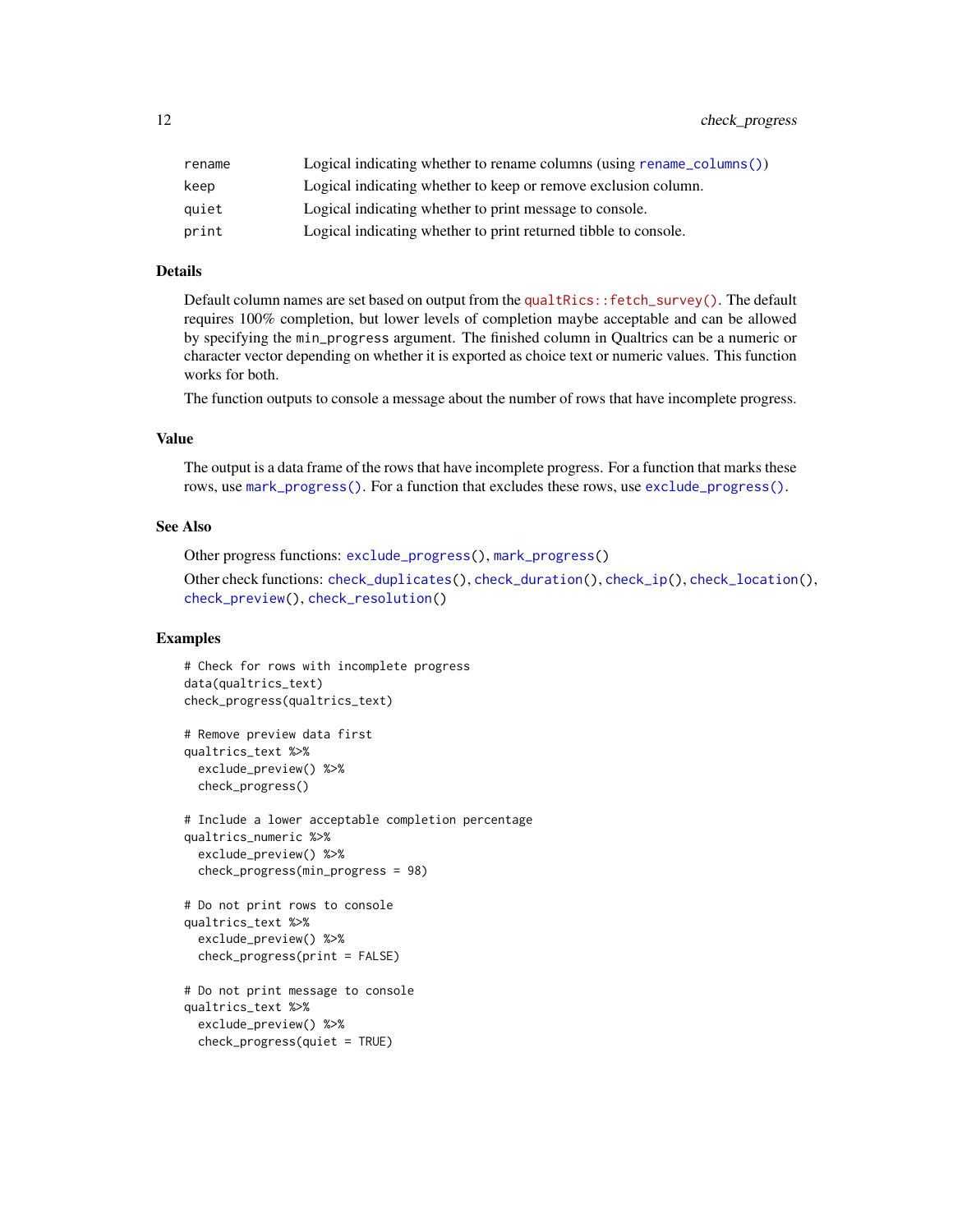| | |
|---|---|
| rename | Logical indicating whether to rename columns (using rename_columns()) |
| keep | Logical indicating whether to keep or remove exclusion column. |
| quiet | Logical indicating whether to print message to console. |
| print | Logical indicating whether to print returned tibble to console. |

## Details

Default column names are set based on output from the qualtRics::fetch_survey(). The default requires 100% completion, but lower levels of completion maybe acceptable and can be allowed by specifying the min_progress argument. The finished column in Qualtrics can be a numeric or character vector depending on whether it is exported as choice text or numeric values. This function works for both.

The function outputs to console a message about the number of rows that have incomplete progress.

## Value

The output is a data frame of the rows that have incomplete progress. For a function that marks these rows, use mark_progress(). For a function that excludes these rows, use exclude_progress().

## See Also

Other progress functions: exclude_progress(), mark_progress()

Other check functions: check_duplicates(), check_duration(), check_ip(), check_location(), check_preview(), check_resolution()

## Examples

```
# Check for rows with incomplete progress
data(qualtrics_text)
check_progress(qualtrics_text)

# Remove preview data first
qualtrics_text %>%
  exclude_preview() %>%
  check_progress()

# Include a lower acceptable completion percentage
qualtrics_numeric %>%
  exclude_preview() %>%
  check_progress(min_progress = 98)

# Do not print rows to console
qualtrics_text %>%
  exclude_preview() %>%
  check_progress(print = FALSE)

# Do not print message to console
qualtrics_text %>%
  exclude_preview() %>%
  check_progress(quiet = TRUE)
```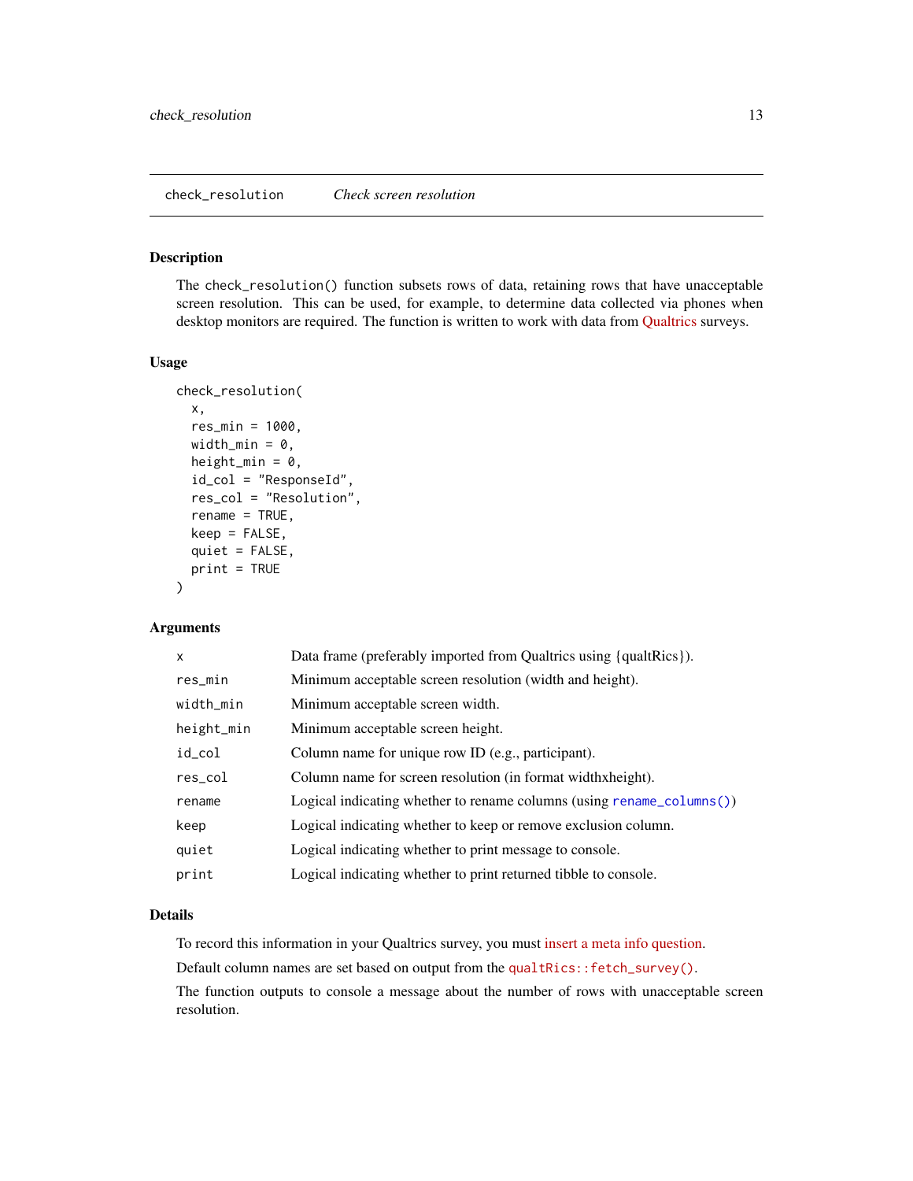## check_resolution — *Check screen resolution*

### Description

The `check_resolution()` function subsets rows of data, retaining rows that have unacceptable screen resolution. This can be used, for example, to determine data collected via phones when desktop monitors are required. The function is written to work with data from Qualtrics surveys.

### Usage

```
check_resolution(
  x,
  res_min = 1000,
  width_min = 0,
  height_min = 0,
  id_col = "ResponseId",
  res_col = "Resolution",
  rename = TRUE,
  keep = FALSE,
  quiet = FALSE,
  print = TRUE
)
```

### Arguments

| Argument | Description |
|---|---|
| `x` | Data frame (preferably imported from Qualtrics using {qualtRics}). |
| `res_min` | Minimum acceptable screen resolution (width and height). |
| `width_min` | Minimum acceptable screen width. |
| `height_min` | Minimum acceptable screen height. |
| `id_col` | Column name for unique row ID (e.g., participant). |
| `res_col` | Column name for screen resolution (in format widthxheight). |
| `rename` | Logical indicating whether to rename columns (using `rename_columns()`) |
| `keep` | Logical indicating whether to keep or remove exclusion column. |
| `quiet` | Logical indicating whether to print message to console. |
| `print` | Logical indicating whether to print returned tibble to console. |

### Details

To record this information in your Qualtrics survey, you must insert a meta info question.

Default column names are set based on output from the `qualtRics::fetch_survey()`.

The function outputs to console a message about the number of rows with unacceptable screen resolution.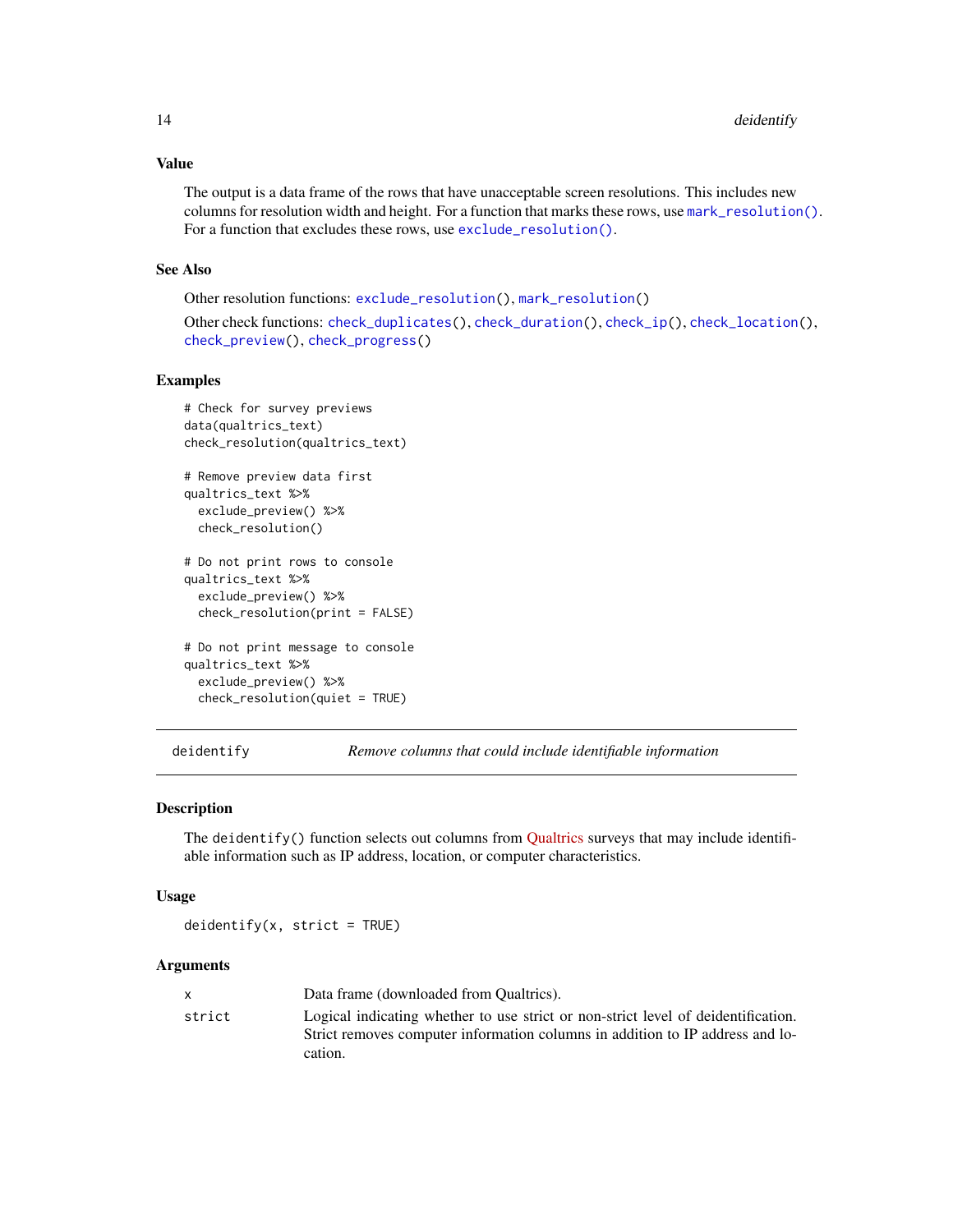## Value

The output is a data frame of the rows that have unacceptable screen resolutions. This includes new columns for resolution width and height. For a function that marks these rows, use `mark_resolution()`. For a function that excludes these rows, use `exclude_resolution()`.

## See Also

Other resolution functions: `exclude_resolution()`, `mark_resolution()`

Other check functions: `check_duplicates()`, `check_duration()`, `check_ip()`, `check_location()`, `check_preview()`, `check_progress()`

## Examples

```
# Check for survey previews
data(qualtrics_text)
check_resolution(qualtrics_text)

# Remove preview data first
qualtrics_text %>%
  exclude_preview() %>%
  check_resolution()

# Do not print rows to console
qualtrics_text %>%
  exclude_preview() %>%
  check_resolution(print = FALSE)

# Do not print message to console
qualtrics_text %>%
  exclude_preview() %>%
  check_resolution(quiet = TRUE)
```

---

# deidentify — *Remove columns that could include identifiable information*

---

## Description

The `deidentify()` function selects out columns from Qualtrics surveys that may include identifiable information such as IP address, location, or computer characteristics.

## Usage

```
deidentify(x, strict = TRUE)
```

## Arguments

| | |
|---|---|
| `x` | Data frame (downloaded from Qualtrics). |
| `strict` | Logical indicating whether to use strict or non-strict level of deidentification. Strict removes computer information columns in addition to IP address and location. |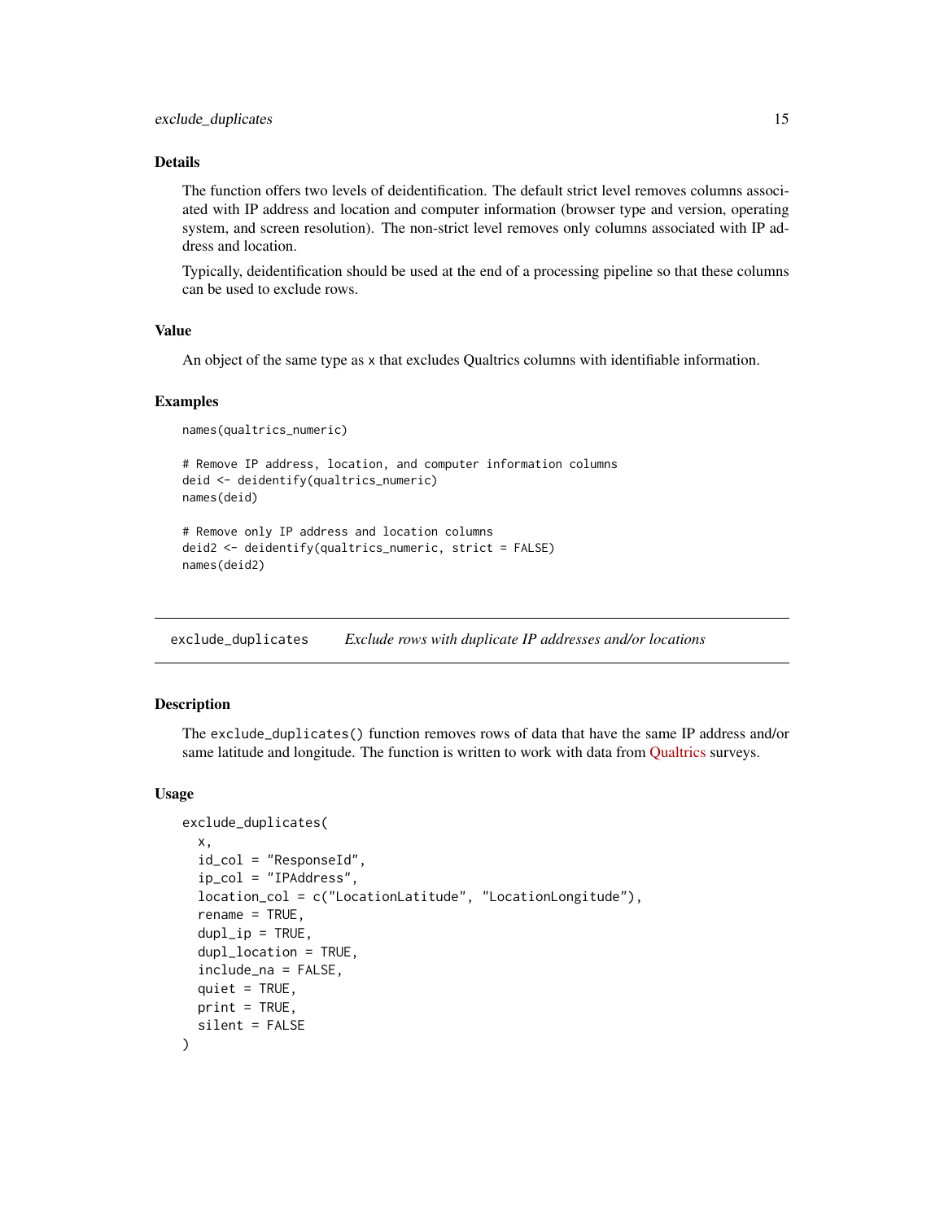## Details

The function offers two levels of deidentification. The default strict level removes columns associated with IP address and location and computer information (browser type and version, operating system, and screen resolution). The non-strict level removes only columns associated with IP address and location.

Typically, deidentification should be used at the end of a processing pipeline so that these columns can be used to exclude rows.

## Value

An object of the same type as x that excludes Qualtrics columns with identifiable information.

## Examples

```
names(qualtrics_numeric)

# Remove IP address, location, and computer information columns
deid <- deidentify(qualtrics_numeric)
names(deid)

# Remove only IP address and location columns
deid2 <- deidentify(qualtrics_numeric, strict = FALSE)
names(deid2)
```

---

# exclude_duplicates *Exclude rows with duplicate IP addresses and/or locations*

---

## Description

The exclude_duplicates() function removes rows of data that have the same IP address and/or same latitude and longitude. The function is written to work with data from Qualtrics surveys.

## Usage

```
exclude_duplicates(
  x,
  id_col = "ResponseId",
  ip_col = "IPAddress",
  location_col = c("LocationLatitude", "LocationLongitude"),
  rename = TRUE,
  dupl_ip = TRUE,
  dupl_location = TRUE,
  include_na = FALSE,
  quiet = TRUE,
  print = TRUE,
  silent = FALSE
)
```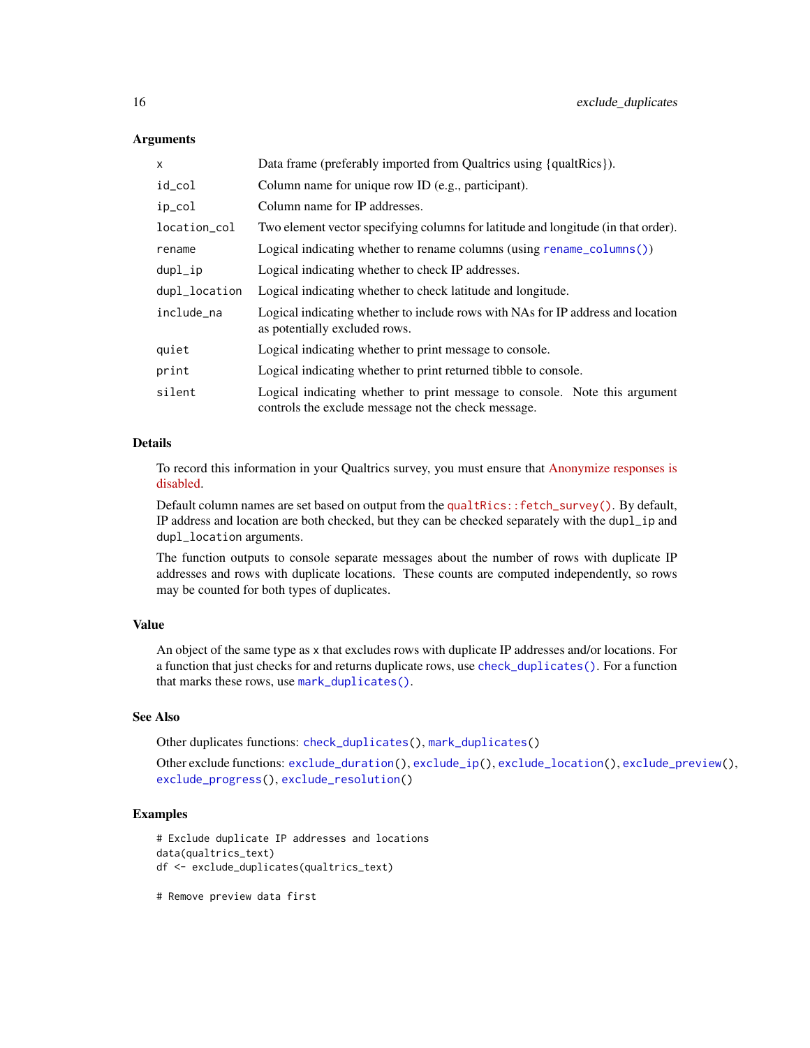### Arguments

| | |
|---|---|
| `x` | Data frame (preferably imported from Qualtrics using {qualtRics}). |
| `id_col` | Column name for unique row ID (e.g., participant). |
| `ip_col` | Column name for IP addresses. |
| `location_col` | Two element vector specifying columns for latitude and longitude (in that order). |
| `rename` | Logical indicating whether to rename columns (using `rename_columns()`) |
| `dupl_ip` | Logical indicating whether to check IP addresses. |
| `dupl_location` | Logical indicating whether to check latitude and longitude. |
| `include_na` | Logical indicating whether to include rows with NAs for IP address and location as potentially excluded rows. |
| `quiet` | Logical indicating whether to print message to console. |
| `print` | Logical indicating whether to print returned tibble to console. |
| `silent` | Logical indicating whether to print message to console. Note this argument controls the exclude message not the check message. |

### Details

To record this information in your Qualtrics survey, you must ensure that Anonymize responses is disabled.

Default column names are set based on output from the `qualtRics::fetch_survey()`. By default, IP address and location are both checked, but they can be checked separately with the `dupl_ip` and `dupl_location` arguments.

The function outputs to console separate messages about the number of rows with duplicate IP addresses and rows with duplicate locations. These counts are computed independently, so rows may be counted for both types of duplicates.

### Value

An object of the same type as `x` that excludes rows with duplicate IP addresses and/or locations. For a function that just checks for and returns duplicate rows, use `check_duplicates()`. For a function that marks these rows, use `mark_duplicates()`.

### See Also

Other duplicates functions: `check_duplicates()`, `mark_duplicates()`

Other exclude functions: `exclude_duration()`, `exclude_ip()`, `exclude_location()`, `exclude_preview()`, `exclude_progress()`, `exclude_resolution()`

### Examples

```
# Exclude duplicate IP addresses and locations
data(qualtrics_text)
df <- exclude_duplicates(qualtrics_text)

# Remove preview data first
```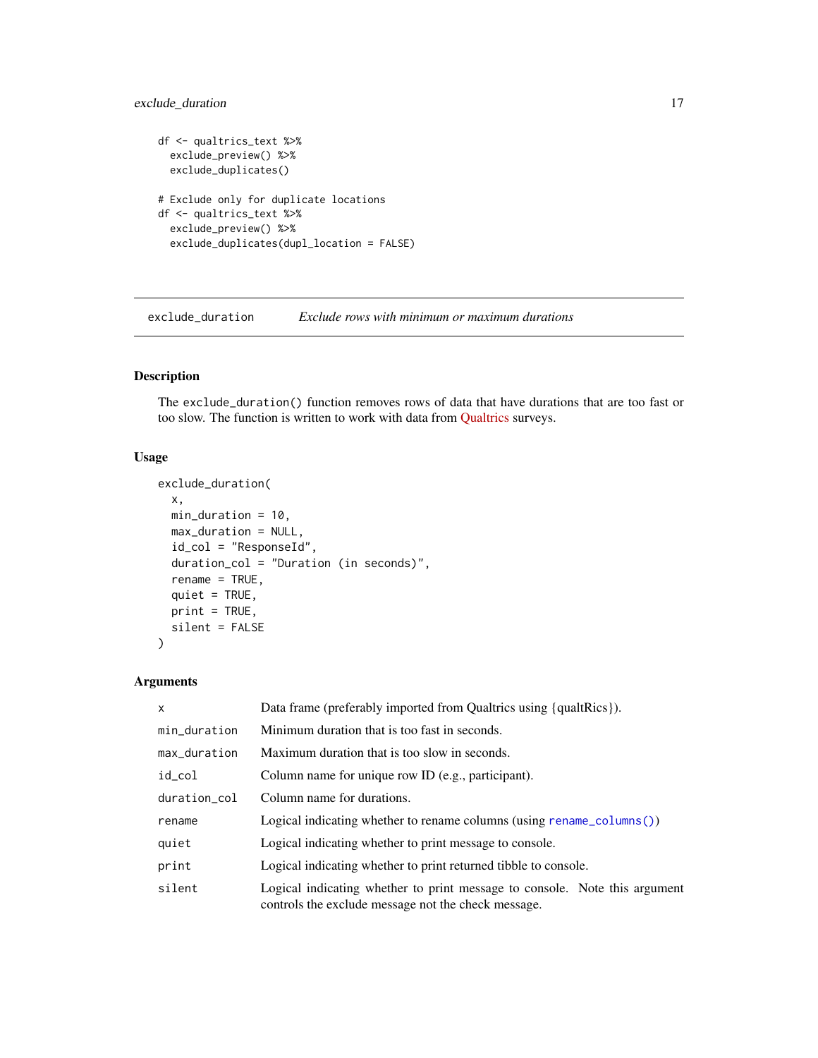```
df <- qualtrics_text %>%
  exclude_preview() %>%
  exclude_duplicates()

# Exclude only for duplicate locations
df <- qualtrics_text %>%
  exclude_preview() %>%
  exclude_duplicates(dupl_location = FALSE)
```

## exclude_duration    *Exclude rows with minimum or maximum durations*

### Description

The `exclude_duration()` function removes rows of data that have durations that are too fast or too slow. The function is written to work with data from Qualtrics surveys.

### Usage

```
exclude_duration(
  x,
  min_duration = 10,
  max_duration = NULL,
  id_col = "ResponseId",
  duration_col = "Duration (in seconds)",
  rename = TRUE,
  quiet = TRUE,
  print = TRUE,
  silent = FALSE
)
```

### Arguments

| | |
|---|---|
| `x` | Data frame (preferably imported from Qualtrics using {qualtRics}). |
| `min_duration` | Minimum duration that is too fast in seconds. |
| `max_duration` | Maximum duration that is too slow in seconds. |
| `id_col` | Column name for unique row ID (e.g., participant). |
| `duration_col` | Column name for durations. |
| `rename` | Logical indicating whether to rename columns (using `rename_columns()`) |
| `quiet` | Logical indicating whether to print message to console. |
| `print` | Logical indicating whether to print returned tibble to console. |
| `silent` | Logical indicating whether to print message to console. Note this argument controls the exclude message not the check message. |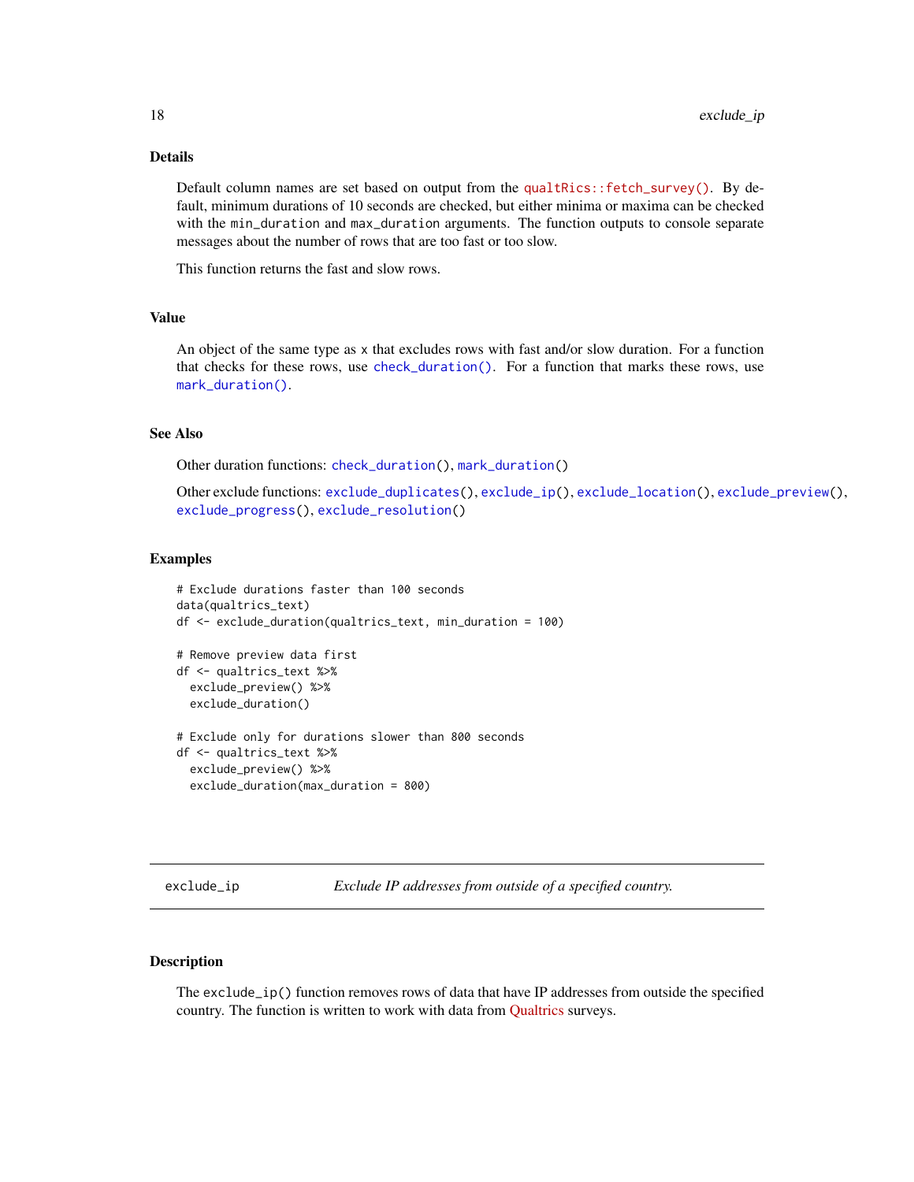### Details

Default column names are set based on output from the `qualtRics::fetch_survey()`. By default, minimum durations of 10 seconds are checked, but either minima or maxima can be checked with the `min_duration` and `max_duration` arguments. The function outputs to console separate messages about the number of rows that are too fast or too slow.

This function returns the fast and slow rows.

### Value

An object of the same type as `x` that excludes rows with fast and/or slow duration. For a function that checks for these rows, use `check_duration()`. For a function that marks these rows, use `mark_duration()`.

### See Also

Other duration functions: `check_duration()`, `mark_duration()`

Other exclude functions: `exclude_duplicates()`, `exclude_ip()`, `exclude_location()`, `exclude_preview()`, `exclude_progress()`, `exclude_resolution()`

### Examples

```
# Exclude durations faster than 100 seconds
data(qualtrics_text)
df <- exclude_duration(qualtrics_text, min_duration = 100)

# Remove preview data first
df <- qualtrics_text %>%
  exclude_preview() %>%
  exclude_duration()

# Exclude only for durations slower than 800 seconds
df <- qualtrics_text %>%
  exclude_preview() %>%
  exclude_duration(max_duration = 800)
```

## exclude_ip — *Exclude IP addresses from outside of a specified country.*

### Description

The `exclude_ip()` function removes rows of data that have IP addresses from outside the specified country. The function is written to work with data from Qualtrics surveys.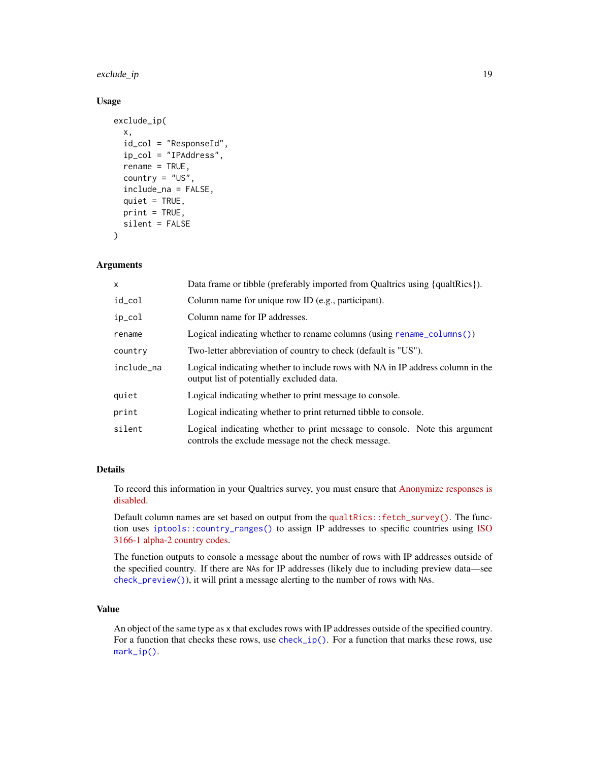### Usage

```
exclude_ip(
  x,
  id_col = "ResponseId",
  ip_col = "IPAddress",
  rename = TRUE,
  country = "US",
  include_na = FALSE,
  quiet = TRUE,
  print = TRUE,
  silent = FALSE
)
```

### Arguments

| Argument | Description |
|---|---|
| `x` | Data frame or tibble (preferably imported from Qualtrics using {qualtRics}). |
| `id_col` | Column name for unique row ID (e.g., participant). |
| `ip_col` | Column name for IP addresses. |
| `rename` | Logical indicating whether to rename columns (using `rename_columns()`) |
| `country` | Two-letter abbreviation of country to check (default is "US"). |
| `include_na` | Logical indicating whether to include rows with NA in IP address column in the output list of potentially excluded data. |
| `quiet` | Logical indicating whether to print message to console. |
| `print` | Logical indicating whether to print returned tibble to console. |
| `silent` | Logical indicating whether to print message to console. Note this argument controls the exclude message not the check message. |

### Details

To record this information in your Qualtrics survey, you must ensure that Anonymize responses is disabled.

Default column names are set based on output from the `qualtRics::fetch_survey()`. The function uses `iptools::country_ranges()` to assign IP addresses to specific countries using ISO 3166-1 alpha-2 country codes.

The function outputs to console a message about the number of rows with IP addresses outside of the specified country. If there are `NA`s for IP addresses (likely due to including preview data—see `check_preview()`), it will print a message alerting to the number of rows with `NA`s.

### Value

An object of the same type as `x` that excludes rows with IP addresses outside of the specified country. For a function that checks these rows, use `check_ip()`. For a function that marks these rows, use `mark_ip()`.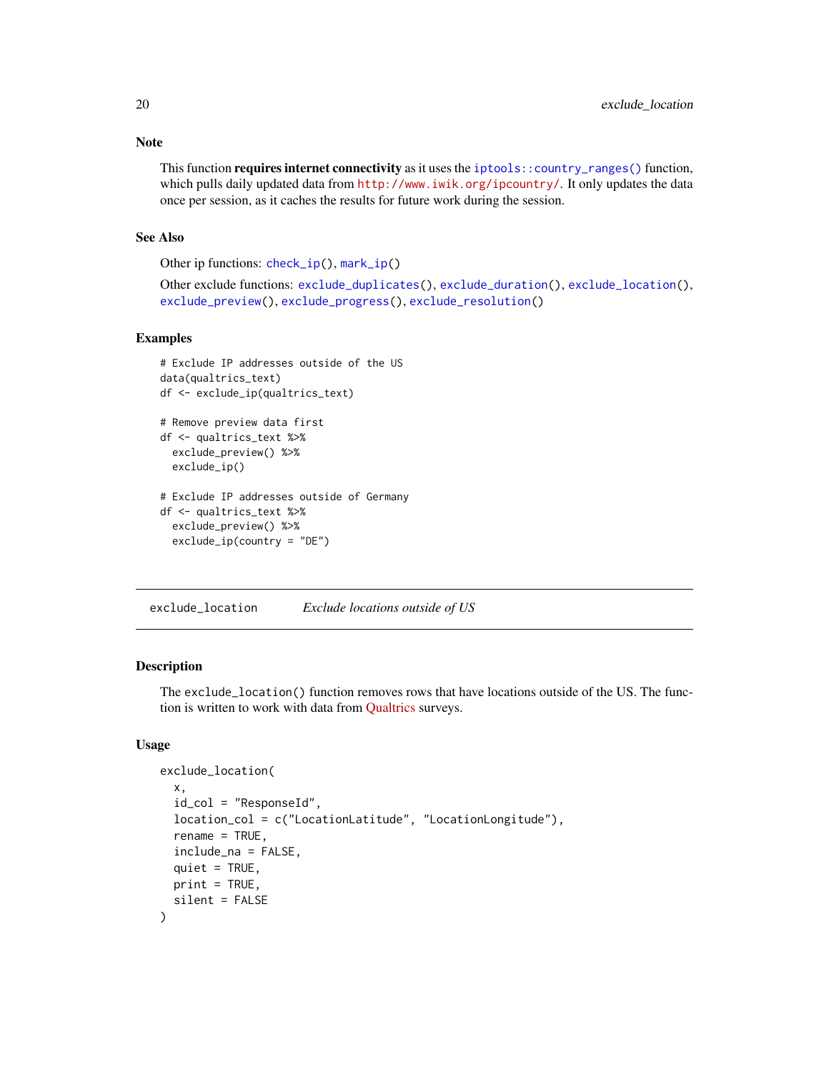### Note

This function **requires internet connectivity** as it uses the `iptools::country_ranges()` function, which pulls daily updated data from http://www.iwik.org/ipcountry/. It only updates the data once per session, as it caches the results for future work during the session.

### See Also

Other ip functions: `check_ip()`, `mark_ip()`

Other exclude functions: `exclude_duplicates()`, `exclude_duration()`, `exclude_location()`, `exclude_preview()`, `exclude_progress()`, `exclude_resolution()`

### Examples

```
# Exclude IP addresses outside of the US
data(qualtrics_text)
df <- exclude_ip(qualtrics_text)

# Remove preview data first
df <- qualtrics_text %>%
  exclude_preview() %>%
  exclude_ip()

# Exclude IP addresses outside of Germany
df <- qualtrics_text %>%
  exclude_preview() %>%
  exclude_ip(country = "DE")
```

---

## exclude_location — *Exclude locations outside of US*

---

### Description

The `exclude_location()` function removes rows that have locations outside of the US. The function is written to work with data from Qualtrics surveys.

### Usage

```
exclude_location(
  x,
  id_col = "ResponseId",
  location_col = c("LocationLatitude", "LocationLongitude"),
  rename = TRUE,
  include_na = FALSE,
  quiet = TRUE,
  print = TRUE,
  silent = FALSE
)
```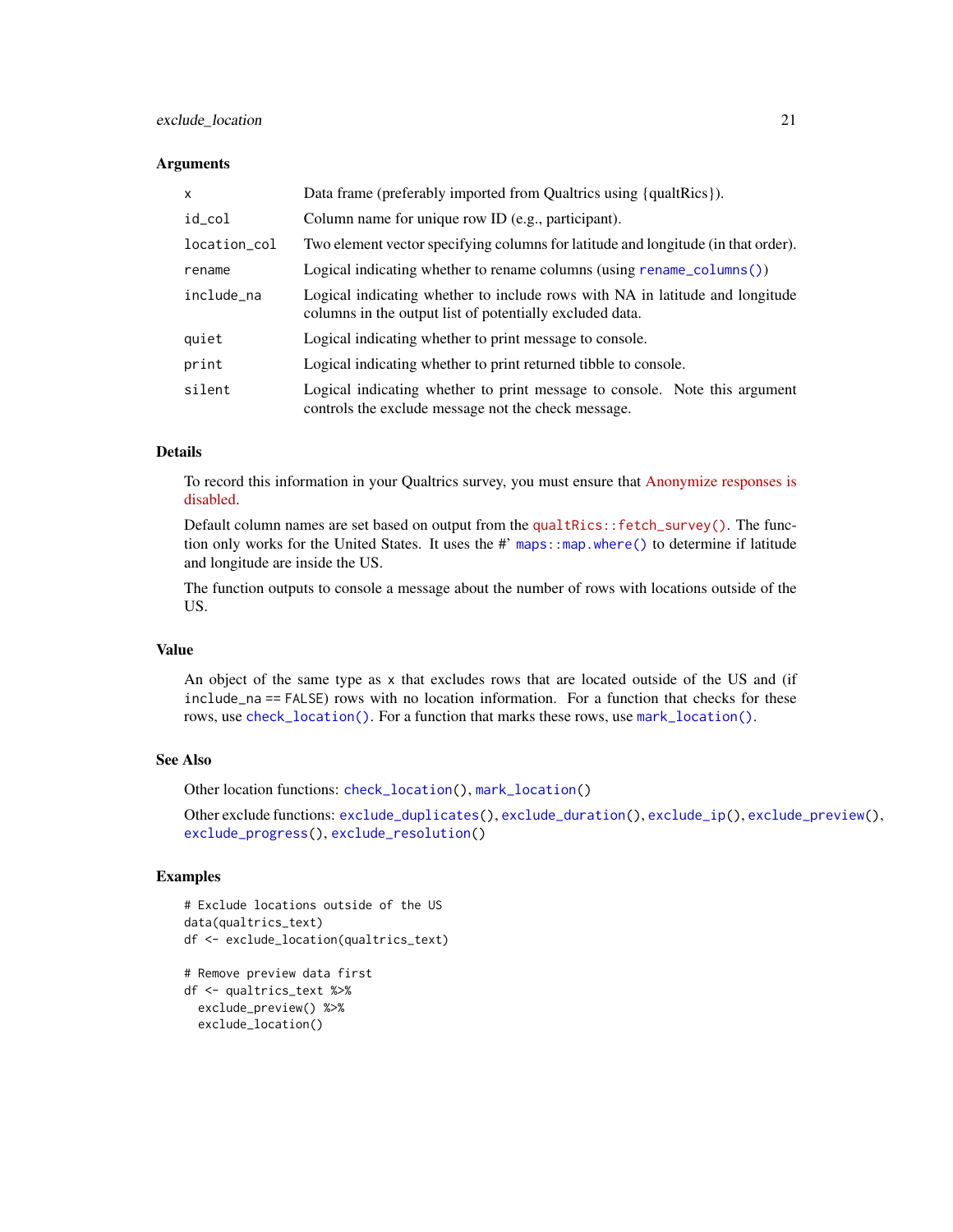### Arguments

| | |
|---|---|
| `x` | Data frame (preferably imported from Qualtrics using {qualtRics}). |
| `id_col` | Column name for unique row ID (e.g., participant). |
| `location_col` | Two element vector specifying columns for latitude and longitude (in that order). |
| `rename` | Logical indicating whether to rename columns (using `rename_columns()`) |
| `include_na` | Logical indicating whether to include rows with NA in latitude and longitude columns in the output list of potentially excluded data. |
| `quiet` | Logical indicating whether to print message to console. |
| `print` | Logical indicating whether to print returned tibble to console. |
| `silent` | Logical indicating whether to print message to console. Note this argument controls the exclude message not the check message. |

### Details

To record this information in your Qualtrics survey, you must ensure that Anonymize responses is disabled.

Default column names are set based on output from the `qualtRics::fetch_survey()`. The function only works for the United States. It uses the #' `maps::map.where()` to determine if latitude and longitude are inside the US.

The function outputs to console a message about the number of rows with locations outside of the US.

### Value

An object of the same type as `x` that excludes rows that are located outside of the US and (if `include_na == FALSE`) rows with no location information. For a function that checks for these rows, use `check_location()`. For a function that marks these rows, use `mark_location()`.

### See Also

Other location functions: `check_location()`, `mark_location()`

Other exclude functions: `exclude_duplicates()`, `exclude_duration()`, `exclude_ip()`, `exclude_preview()`, `exclude_progress()`, `exclude_resolution()`

### Examples

```
# Exclude locations outside of the US
data(qualtrics_text)
df <- exclude_location(qualtrics_text)

# Remove preview data first
df <- qualtrics_text %>%
  exclude_preview() %>%
  exclude_location()
```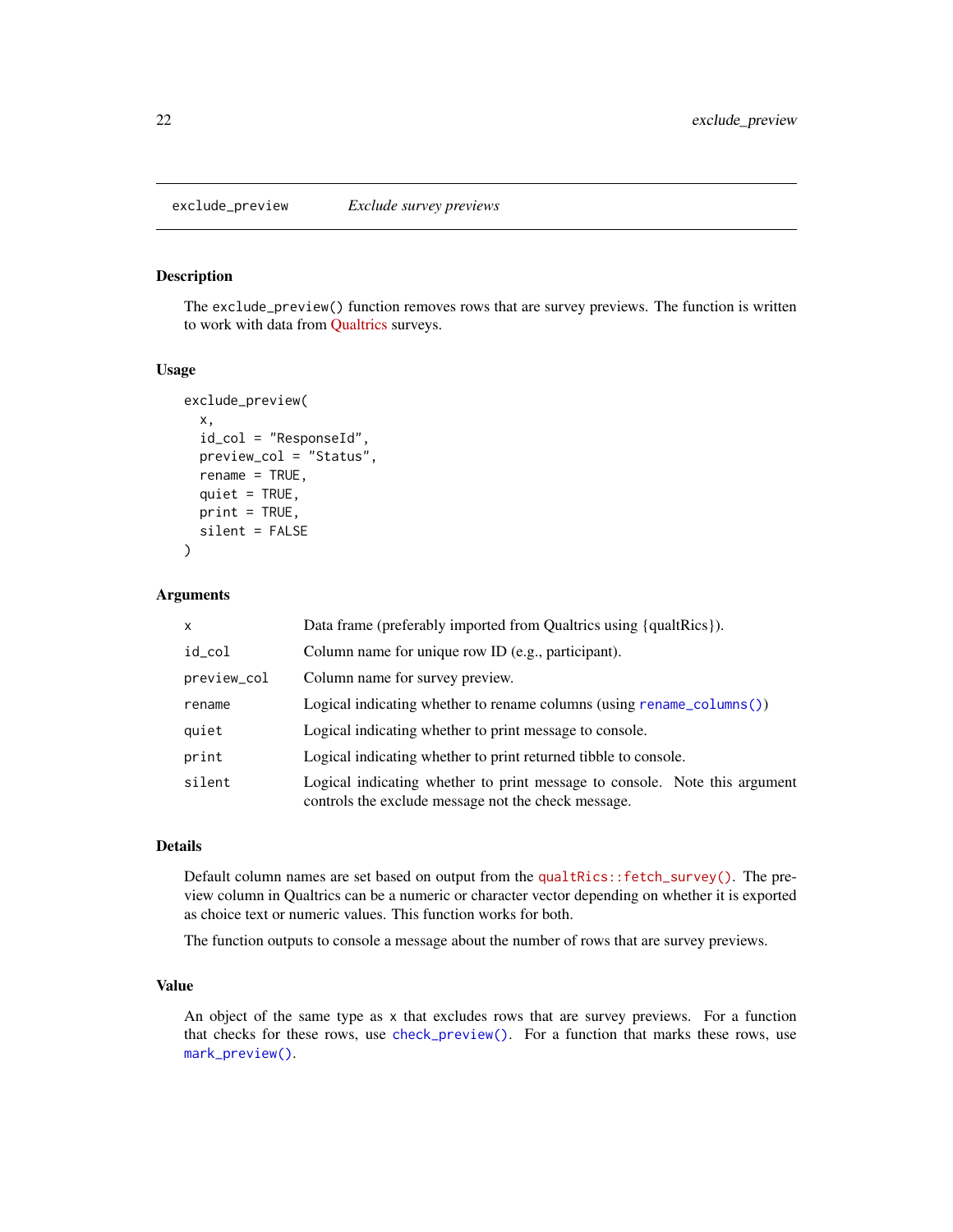## exclude_preview — *Exclude survey previews*

### Description

The `exclude_preview()` function removes rows that are survey previews. The function is written to work with data from Qualtrics surveys.

### Usage

```
exclude_preview(
  x,
  id_col = "ResponseId",
  preview_col = "Status",
  rename = TRUE,
  quiet = TRUE,
  print = TRUE,
  silent = FALSE
)
```

### Arguments

| | |
|---|---|
| `x` | Data frame (preferably imported from Qualtrics using {qualtRics}). |
| `id_col` | Column name for unique row ID (e.g., participant). |
| `preview_col` | Column name for survey preview. |
| `rename` | Logical indicating whether to rename columns (using `rename_columns()`) |
| `quiet` | Logical indicating whether to print message to console. |
| `print` | Logical indicating whether to print returned tibble to console. |
| `silent` | Logical indicating whether to print message to console. Note this argument controls the exclude message not the check message. |

### Details

Default column names are set based on output from the `qualtRics::fetch_survey()`. The preview column in Qualtrics can be a numeric or character vector depending on whether it is exported as choice text or numeric values. This function works for both.

The function outputs to console a message about the number of rows that are survey previews.

### Value

An object of the same type as `x` that excludes rows that are survey previews. For a function that checks for these rows, use `check_preview()`. For a function that marks these rows, use `mark_preview()`.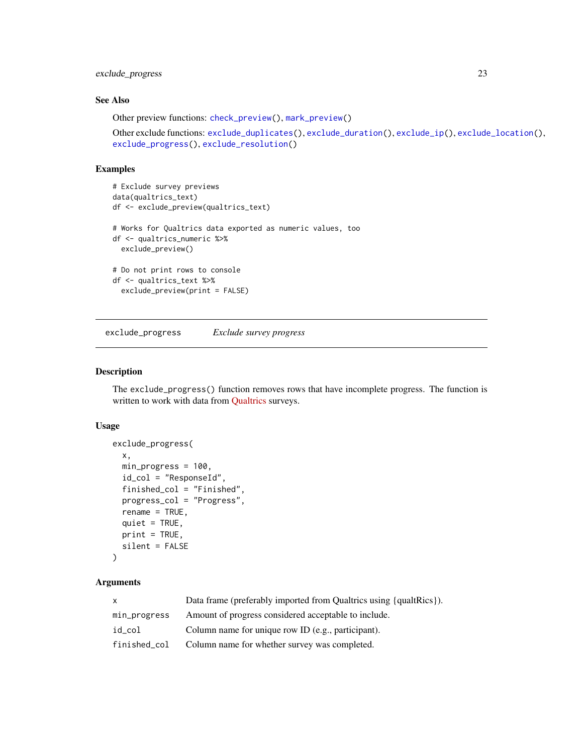### See Also

Other preview functions: `check_preview()`, `mark_preview()`

Other exclude functions: `exclude_duplicates()`, `exclude_duration()`, `exclude_ip()`, `exclude_location()`, `exclude_progress()`, `exclude_resolution()`

### Examples

```
# Exclude survey previews
data(qualtrics_text)
df <- exclude_preview(qualtrics_text)

# Works for Qualtrics data exported as numeric values, too
df <- qualtrics_numeric %>%
  exclude_preview()

# Do not print rows to console
df <- qualtrics_text %>%
  exclude_preview(print = FALSE)
```

---

## exclude_progress &nbsp;&nbsp;&nbsp; *Exclude survey progress*

---

### Description

The `exclude_progress()` function removes rows that have incomplete progress. The function is written to work with data from Qualtrics surveys.

### Usage

```
exclude_progress(
  x,
  min_progress = 100,
  id_col = "ResponseId",
  finished_col = "Finished",
  progress_col = "Progress",
  rename = TRUE,
  quiet = TRUE,
  print = TRUE,
  silent = FALSE
)
```

### Arguments

| | |
|---|---|
| `x` | Data frame (preferably imported from Qualtrics using {qualtRics}). |
| `min_progress` | Amount of progress considered acceptable to include. |
| `id_col` | Column name for unique row ID (e.g., participant). |
| `finished_col` | Column name for whether survey was completed. |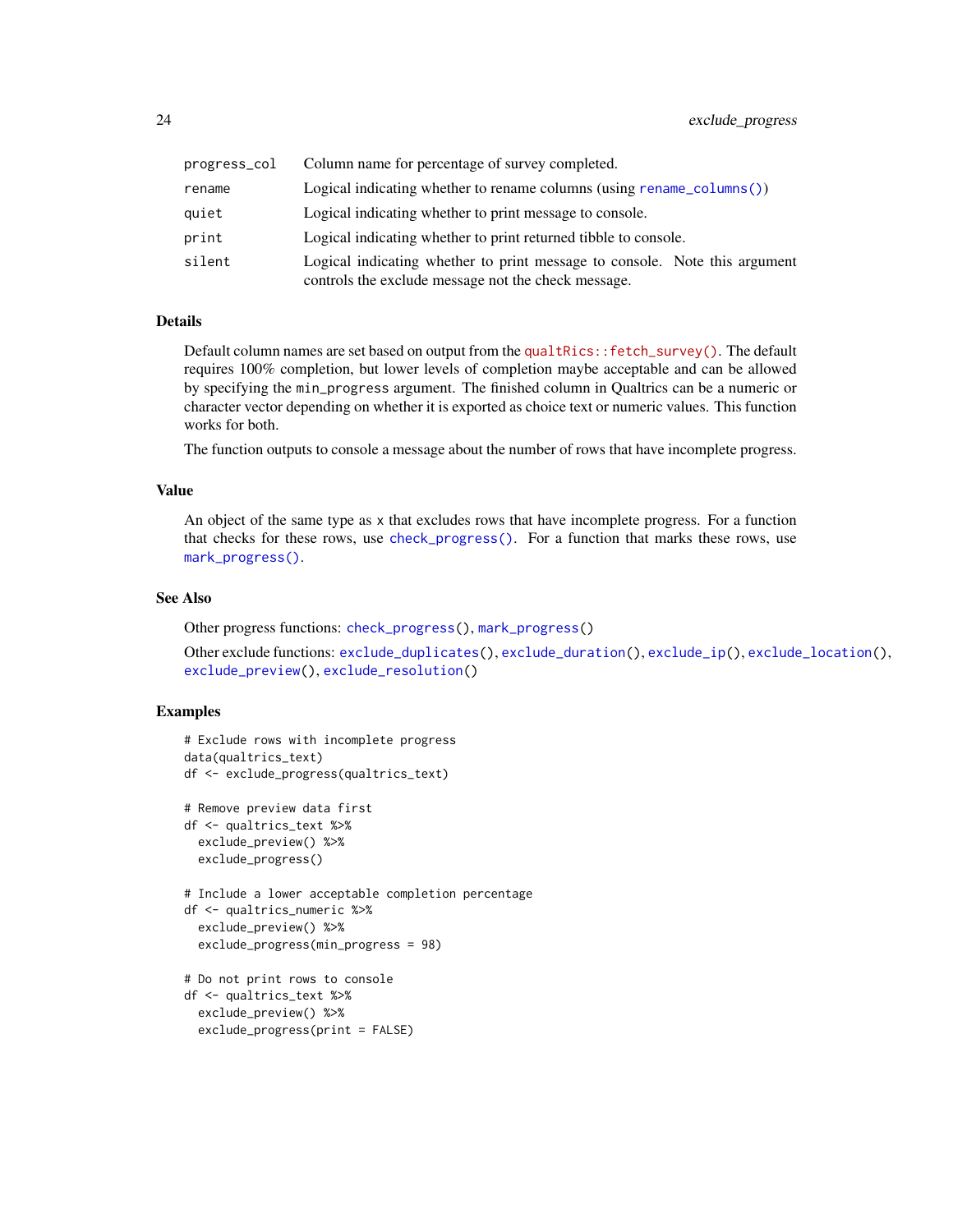| | |
|---|---|
| progress_col | Column name for percentage of survey completed. |
| rename | Logical indicating whether to rename columns (using rename_columns()) |
| quiet | Logical indicating whether to print message to console. |
| print | Logical indicating whether to print returned tibble to console. |
| silent | Logical indicating whether to print message to console. Note this argument controls the exclude message not the check message. |

## Details

Default column names are set based on output from the qualtRics::fetch_survey(). The default requires 100% completion, but lower levels of completion maybe acceptable and can be allowed by specifying the min_progress argument. The finished column in Qualtrics can be a numeric or character vector depending on whether it is exported as choice text or numeric values. This function works for both.

The function outputs to console a message about the number of rows that have incomplete progress.

## Value

An object of the same type as x that excludes rows that have incomplete progress. For a function that checks for these rows, use check_progress(). For a function that marks these rows, use mark_progress().

## See Also

Other progress functions: check_progress(), mark_progress()

Other exclude functions: exclude_duplicates(), exclude_duration(), exclude_ip(), exclude_location(), exclude_preview(), exclude_resolution()

## Examples

```
# Exclude rows with incomplete progress
data(qualtrics_text)
df <- exclude_progress(qualtrics_text)

# Remove preview data first
df <- qualtrics_text %>%
  exclude_preview() %>%
  exclude_progress()

# Include a lower acceptable completion percentage
df <- qualtrics_numeric %>%
  exclude_preview() %>%
  exclude_progress(min_progress = 98)

# Do not print rows to console
df <- qualtrics_text %>%
  exclude_preview() %>%
  exclude_progress(print = FALSE)
```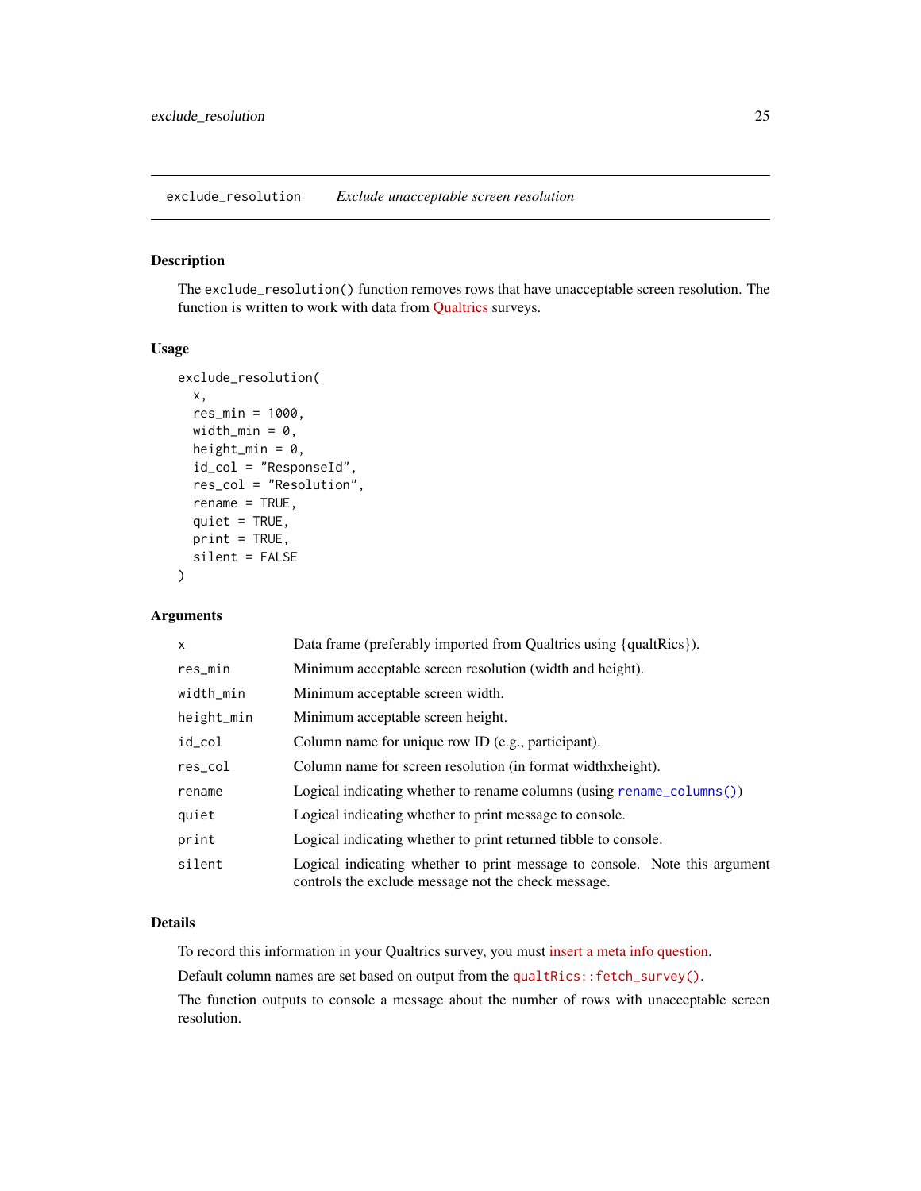## exclude_resolution    *Exclude unacceptable screen resolution*

### Description

The `exclude_resolution()` function removes rows that have unacceptable screen resolution. The function is written to work with data from Qualtrics surveys.

### Usage

```
exclude_resolution(
  x,
  res_min = 1000,
  width_min = 0,
  height_min = 0,
  id_col = "ResponseId",
  res_col = "Resolution",
  rename = TRUE,
  quiet = TRUE,
  print = TRUE,
  silent = FALSE
)
```

### Arguments

| | |
|---|---|
| `x` | Data frame (preferably imported from Qualtrics using {qualtRics}). |
| `res_min` | Minimum acceptable screen resolution (width and height). |
| `width_min` | Minimum acceptable screen width. |
| `height_min` | Minimum acceptable screen height. |
| `id_col` | Column name for unique row ID (e.g., participant). |
| `res_col` | Column name for screen resolution (in format widthxheight). |
| `rename` | Logical indicating whether to rename columns (using `rename_columns()`) |
| `quiet` | Logical indicating whether to print message to console. |
| `print` | Logical indicating whether to print returned tibble to console. |
| `silent` | Logical indicating whether to print message to console. Note this argument controls the exclude message not the check message. |

### Details

To record this information in your Qualtrics survey, you must insert a meta info question.

Default column names are set based on output from the `qualtRics::fetch_survey()`.

The function outputs to console a message about the number of rows with unacceptable screen resolution.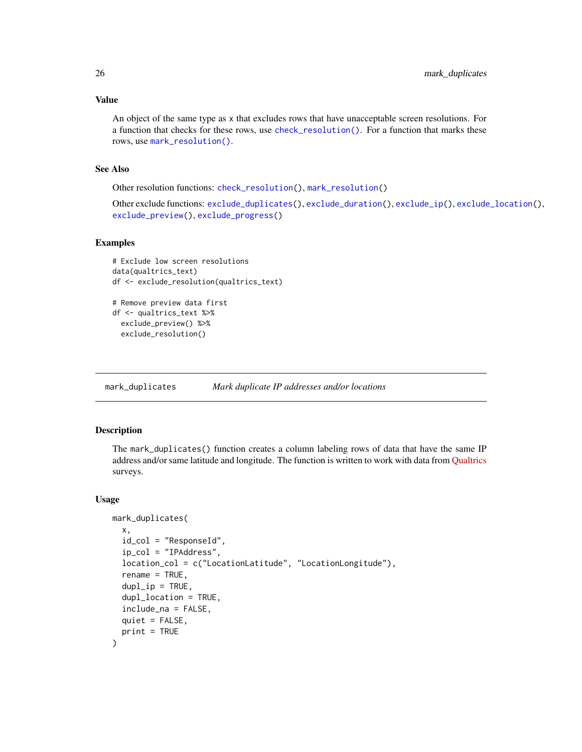### Value

An object of the same type as x that excludes rows that have unacceptable screen resolutions. For a function that checks for these rows, use `check_resolution()`. For a function that marks these rows, use `mark_resolution()`.

### See Also

Other resolution functions: `check_resolution()`, `mark_resolution()`

Other exclude functions: `exclude_duplicates()`, `exclude_duration()`, `exclude_ip()`, `exclude_location()`, `exclude_preview()`, `exclude_progress()`

### Examples

```
# Exclude low screen resolutions
data(qualtrics_text)
df <- exclude_resolution(qualtrics_text)

# Remove preview data first
df <- qualtrics_text %>%
  exclude_preview() %>%
  exclude_resolution()
```

---

## mark_duplicates *Mark duplicate IP addresses and/or locations*

### Description

The `mark_duplicates()` function creates a column labeling rows of data that have the same IP address and/or same latitude and longitude. The function is written to work with data from Qualtrics surveys.

### Usage

```
mark_duplicates(
  x,
  id_col = "ResponseId",
  ip_col = "IPAddress",
  location_col = c("LocationLatitude", "LocationLongitude"),
  rename = TRUE,
  dupl_ip = TRUE,
  dupl_location = TRUE,
  include_na = FALSE,
  quiet = FALSE,
  print = TRUE
)
```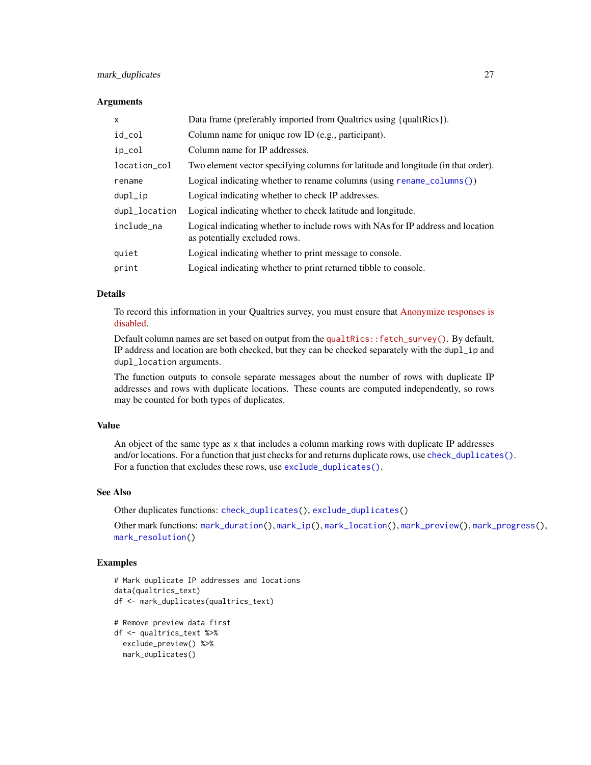### Arguments

| | |
|---|---|
| `x` | Data frame (preferably imported from Qualtrics using {qualtRics}). |
| `id_col` | Column name for unique row ID (e.g., participant). |
| `ip_col` | Column name for IP addresses. |
| `location_col` | Two element vector specifying columns for latitude and longitude (in that order). |
| `rename` | Logical indicating whether to rename columns (using `rename_columns()`) |
| `dupl_ip` | Logical indicating whether to check IP addresses. |
| `dupl_location` | Logical indicating whether to check latitude and longitude. |
| `include_na` | Logical indicating whether to include rows with NAs for IP address and location as potentially excluded rows. |
| `quiet` | Logical indicating whether to print message to console. |
| `print` | Logical indicating whether to print returned tibble to console. |

### Details

To record this information in your Qualtrics survey, you must ensure that Anonymize responses is disabled.

Default column names are set based on output from the `qualtRics::fetch_survey()`. By default, IP address and location are both checked, but they can be checked separately with the `dupl_ip` and `dupl_location` arguments.

The function outputs to console separate messages about the number of rows with duplicate IP addresses and rows with duplicate locations. These counts are computed independently, so rows may be counted for both types of duplicates.

### Value

An object of the same type as `x` that includes a column marking rows with duplicate IP addresses and/or locations. For a function that just checks for and returns duplicate rows, use `check_duplicates()`. For a function that excludes these rows, use `exclude_duplicates()`.

### See Also

Other duplicates functions: `check_duplicates()`, `exclude_duplicates()`

Other mark functions: `mark_duration()`, `mark_ip()`, `mark_location()`, `mark_preview()`, `mark_progress()`, `mark_resolution()`

### Examples

```
# Mark duplicate IP addresses and locations
data(qualtrics_text)
df <- mark_duplicates(qualtrics_text)

# Remove preview data first
df <- qualtrics_text %>%
  exclude_preview() %>%
  mark_duplicates()
```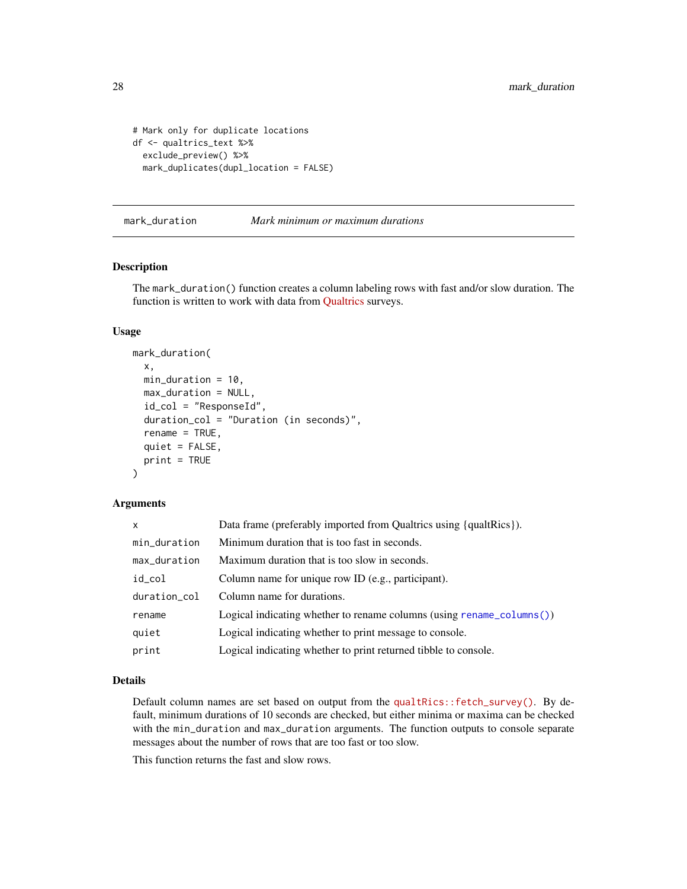```
# Mark only for duplicate locations
df <- qualtrics_text %>%
  exclude_preview() %>%
  mark_duplicates(dupl_location = FALSE)
```

## mark_duration — *Mark minimum or maximum durations*

### Description

The `mark_duration()` function creates a column labeling rows with fast and/or slow duration. The function is written to work with data from Qualtrics surveys.

### Usage

```
mark_duration(
  x,
  min_duration = 10,
  max_duration = NULL,
  id_col = "ResponseId",
  duration_col = "Duration (in seconds)",
  rename = TRUE,
  quiet = FALSE,
  print = TRUE
)
```

### Arguments

| Argument | Description |
|---|---|
| `x` | Data frame (preferably imported from Qualtrics using {qualtRics}). |
| `min_duration` | Minimum duration that is too fast in seconds. |
| `max_duration` | Maximum duration that is too slow in seconds. |
| `id_col` | Column name for unique row ID (e.g., participant). |
| `duration_col` | Column name for durations. |
| `rename` | Logical indicating whether to rename columns (using `rename_columns()`) |
| `quiet` | Logical indicating whether to print message to console. |
| `print` | Logical indicating whether to print returned tibble to console. |

### Details

Default column names are set based on output from the `qualtRics::fetch_survey()`. By default, minimum durations of 10 seconds are checked, but either minima or maxima can be checked with the `min_duration` and `max_duration` arguments. The function outputs to console separate messages about the number of rows that are too fast or too slow.

This function returns the fast and slow rows.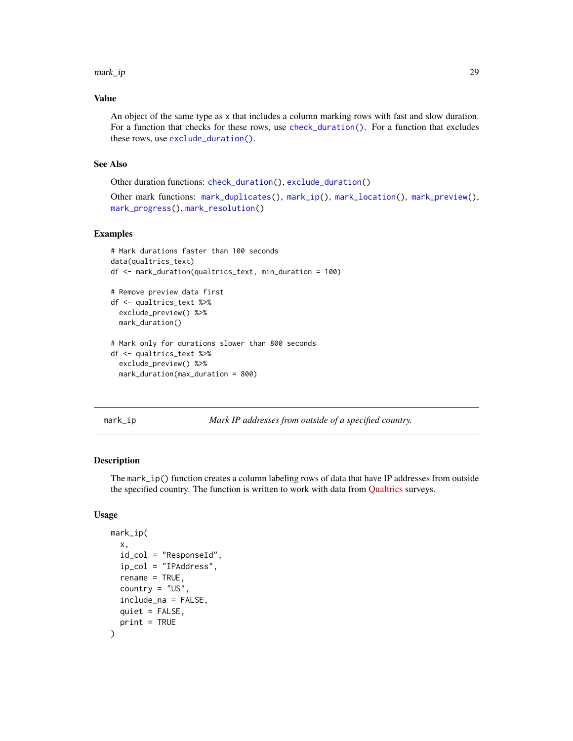## Value

An object of the same type as x that includes a column marking rows with fast and slow duration. For a function that checks for these rows, use check_duration(). For a function that excludes these rows, use exclude_duration().

## See Also

Other duration functions: check_duration(), exclude_duration()

Other mark functions: mark_duplicates(), mark_ip(), mark_location(), mark_preview(), mark_progress(), mark_resolution()

## Examples

```
# Mark durations faster than 100 seconds
data(qualtrics_text)
df <- mark_duration(qualtrics_text, min_duration = 100)

# Remove preview data first
df <- qualtrics_text %>%
  exclude_preview() %>%
  mark_duration()

# Mark only for durations slower than 800 seconds
df <- qualtrics_text %>%
  exclude_preview() %>%
  mark_duration(max_duration = 800)
```

---

# mark_ip *Mark IP addresses from outside of a specified country.*

## Description

The mark_ip() function creates a column labeling rows of data that have IP addresses from outside the specified country. The function is written to work with data from Qualtrics surveys.

## Usage

```
mark_ip(
  x,
  id_col = "ResponseId",
  ip_col = "IPAddress",
  rename = TRUE,
  country = "US",
  include_na = FALSE,
  quiet = FALSE,
  print = TRUE
)
```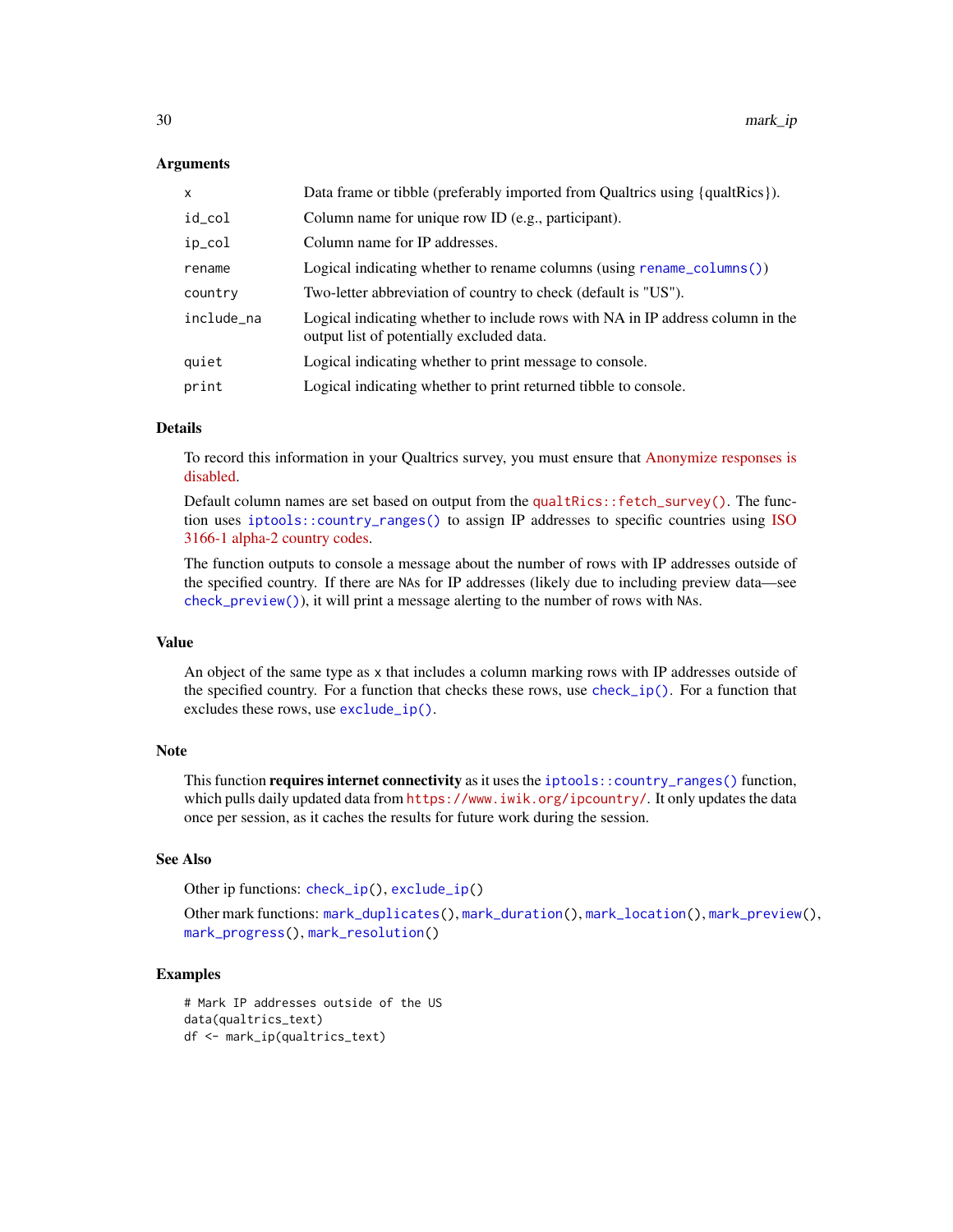### Arguments

| | |
|---|---|
| `x` | Data frame or tibble (preferably imported from Qualtrics using {qualtRics}). |
| `id_col` | Column name for unique row ID (e.g., participant). |
| `ip_col` | Column name for IP addresses. |
| `rename` | Logical indicating whether to rename columns (using `rename_columns()`) |
| `country` | Two-letter abbreviation of country to check (default is "US"). |
| `include_na` | Logical indicating whether to include rows with NA in IP address column in the output list of potentially excluded data. |
| `quiet` | Logical indicating whether to print message to console. |
| `print` | Logical indicating whether to print returned tibble to console. |

### Details

To record this information in your Qualtrics survey, you must ensure that Anonymize responses is disabled.

Default column names are set based on output from the `qualtRics::fetch_survey()`. The function uses `iptools::country_ranges()` to assign IP addresses to specific countries using ISO 3166-1 alpha-2 country codes.

The function outputs to console a message about the number of rows with IP addresses outside of the specified country. If there are `NA`s for IP addresses (likely due to including preview data—see `check_preview()`), it will print a message alerting to the number of rows with `NA`s.

### Value

An object of the same type as `x` that includes a column marking rows with IP addresses outside of the specified country. For a function that checks these rows, use `check_ip()`. For a function that excludes these rows, use `exclude_ip()`.

### Note

This function **requires internet connectivity** as it uses the `iptools::country_ranges()` function, which pulls daily updated data from `https://www.iwik.org/ipcountry/`. It only updates the data once per session, as it caches the results for future work during the session.

### See Also

Other ip functions: `check_ip()`, `exclude_ip()`

Other mark functions: `mark_duplicates()`, `mark_duration()`, `mark_location()`, `mark_preview()`, `mark_progress()`, `mark_resolution()`

### Examples

```
# Mark IP addresses outside of the US
data(qualtrics_text)
df <- mark_ip(qualtrics_text)
```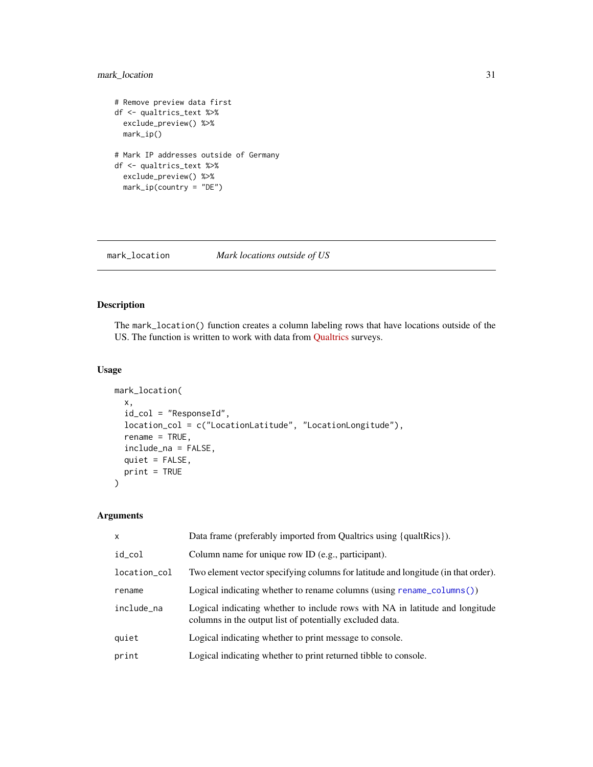```
# Remove preview data first
df <- qualtrics_text %>%
  exclude_preview() %>%
  mark_ip()

# Mark IP addresses outside of Germany
df <- qualtrics_text %>%
  exclude_preview() %>%
  mark_ip(country = "DE")
```

---

## mark_location — *Mark locations outside of US*

---

### Description

The `mark_location()` function creates a column labeling rows that have locations outside of the US. The function is written to work with data from Qualtrics surveys.

### Usage

```
mark_location(
  x,
  id_col = "ResponseId",
  location_col = c("LocationLatitude", "LocationLongitude"),
  rename = TRUE,
  include_na = FALSE,
  quiet = FALSE,
  print = TRUE
)
```

### Arguments

| | |
|---|---|
| `x` | Data frame (preferably imported from Qualtrics using {qualtRics}). |
| `id_col` | Column name for unique row ID (e.g., participant). |
| `location_col` | Two element vector specifying columns for latitude and longitude (in that order). |
| `rename` | Logical indicating whether to rename columns (using `rename_columns()`) |
| `include_na` | Logical indicating whether to include rows with NA in latitude and longitude columns in the output list of potentially excluded data. |
| `quiet` | Logical indicating whether to print message to console. |
| `print` | Logical indicating whether to print returned tibble to console. |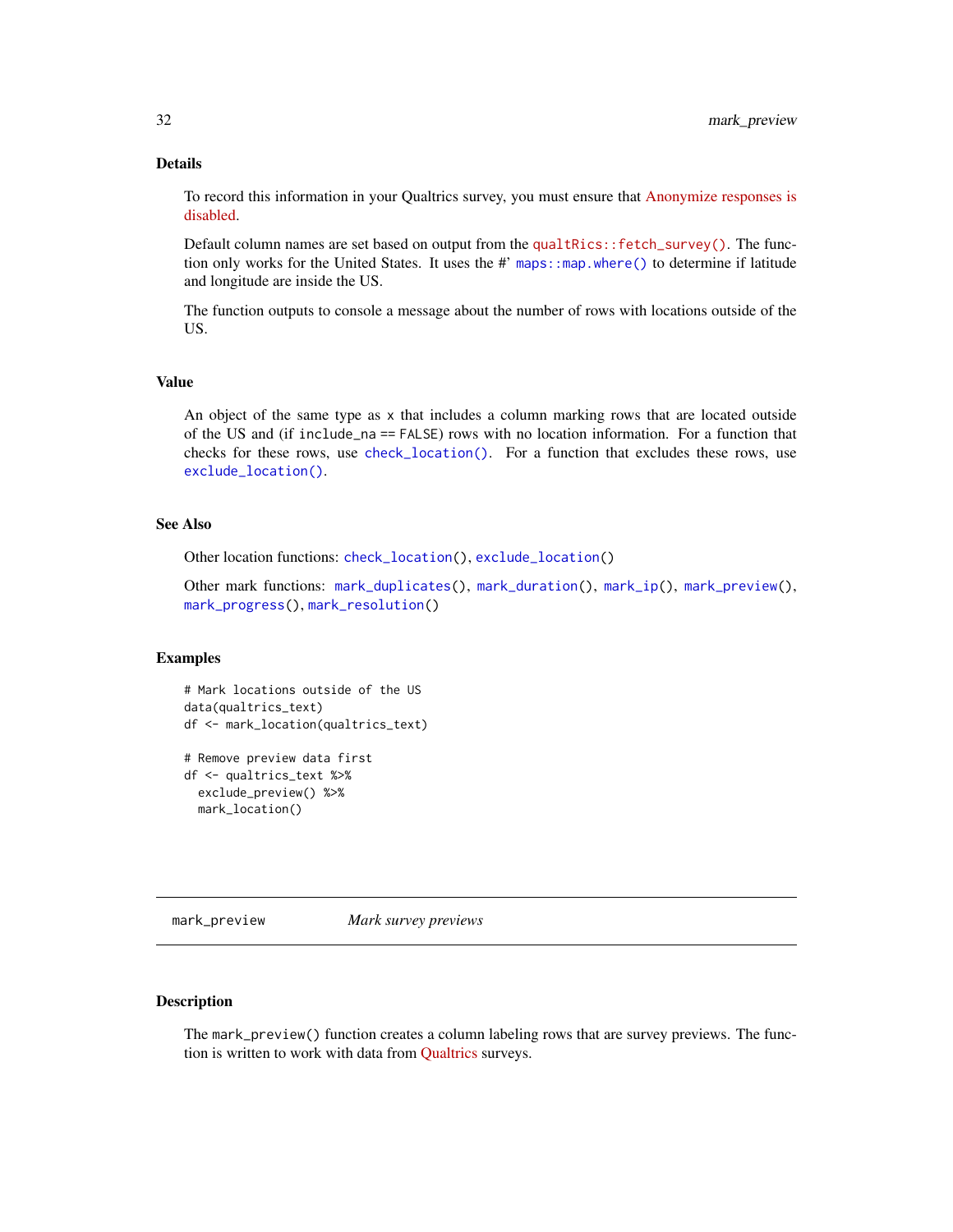### Details

To record this information in your Qualtrics survey, you must ensure that Anonymize responses is disabled.

Default column names are set based on output from the `qualtRics::fetch_survey()`. The function only works for the United States. It uses the #' `maps::map.where()` to determine if latitude and longitude are inside the US.

The function outputs to console a message about the number of rows with locations outside of the US.

### Value

An object of the same type as `x` that includes a column marking rows that are located outside of the US and (if `include_na == FALSE`) rows with no location information. For a function that checks for these rows, use `check_location()`. For a function that excludes these rows, use `exclude_location()`.

### See Also

Other location functions: `check_location()`, `exclude_location()`

Other mark functions: `mark_duplicates()`, `mark_duration()`, `mark_ip()`, `mark_preview()`, `mark_progress()`, `mark_resolution()`

### Examples

```
# Mark locations outside of the US
data(qualtrics_text)
df <- mark_location(qualtrics_text)

# Remove preview data first
df <- qualtrics_text %>%
  exclude_preview() %>%
  mark_location()
```

---

## mark_preview    *Mark survey previews*

---

### Description

The `mark_preview()` function creates a column labeling rows that are survey previews. The function is written to work with data from Qualtrics surveys.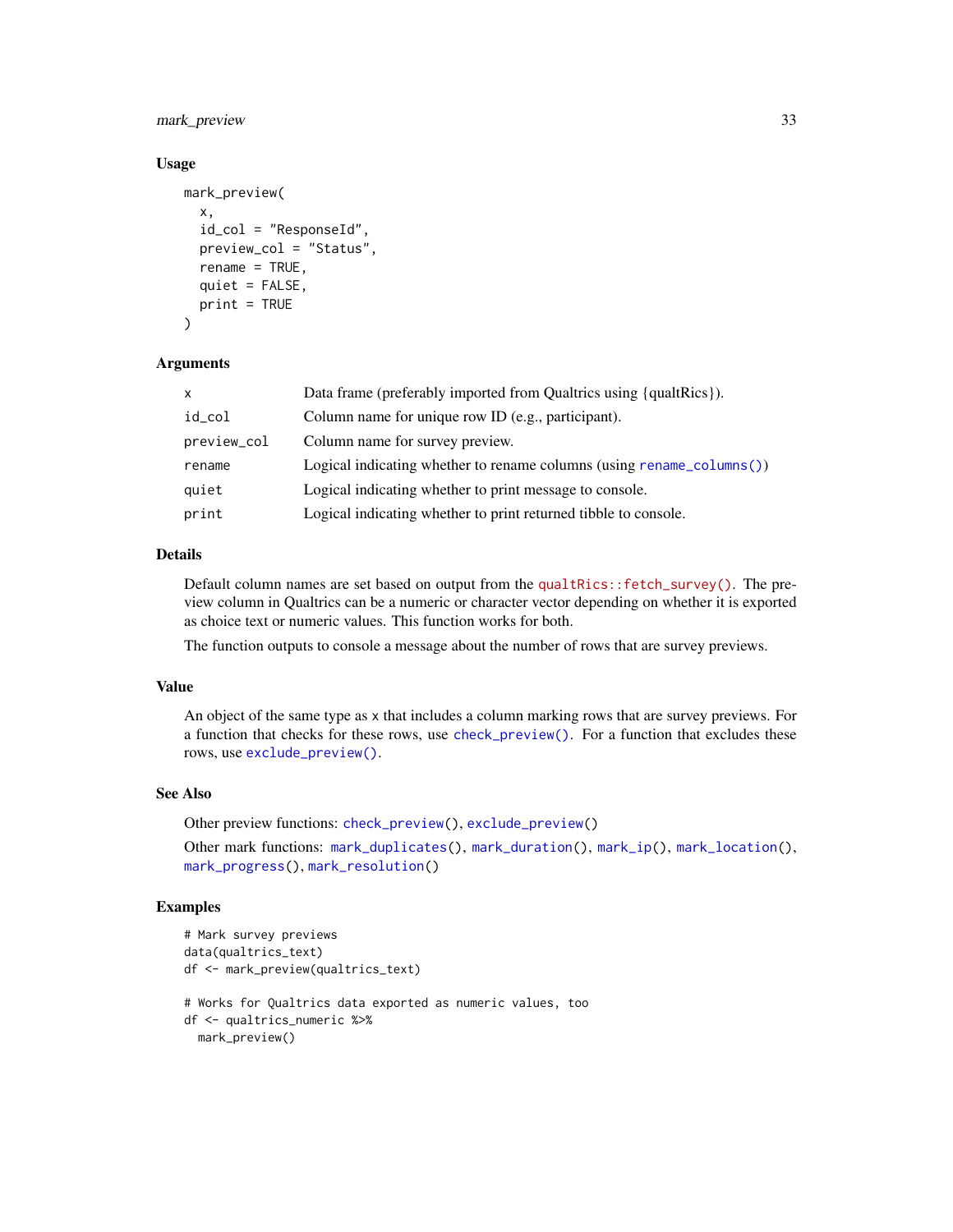### Usage

```
mark_preview(
  x,
  id_col = "ResponseId",
  preview_col = "Status",
  rename = TRUE,
  quiet = FALSE,
  print = TRUE
)
```

### Arguments

| | |
|---|---|
| x | Data frame (preferably imported from Qualtrics using {qualtRics}). |
| id_col | Column name for unique row ID (e.g., participant). |
| preview_col | Column name for survey preview. |
| rename | Logical indicating whether to rename columns (using rename_columns()) |
| quiet | Logical indicating whether to print message to console. |
| print | Logical indicating whether to print returned tibble to console. |

### Details

Default column names are set based on output from the qualtRics::fetch_survey(). The preview column in Qualtrics can be a numeric or character vector depending on whether it is exported as choice text or numeric values. This function works for both.

The function outputs to console a message about the number of rows that are survey previews.

### Value

An object of the same type as x that includes a column marking rows that are survey previews. For a function that checks for these rows, use check_preview(). For a function that excludes these rows, use exclude_preview().

### See Also

Other preview functions: check_preview(), exclude_preview()

Other mark functions: mark_duplicates(), mark_duration(), mark_ip(), mark_location(), mark_progress(), mark_resolution()

### Examples

```
# Mark survey previews
data(qualtrics_text)
df <- mark_preview(qualtrics_text)

# Works for Qualtrics data exported as numeric values, too
df <- qualtrics_numeric %>%
  mark_preview()
```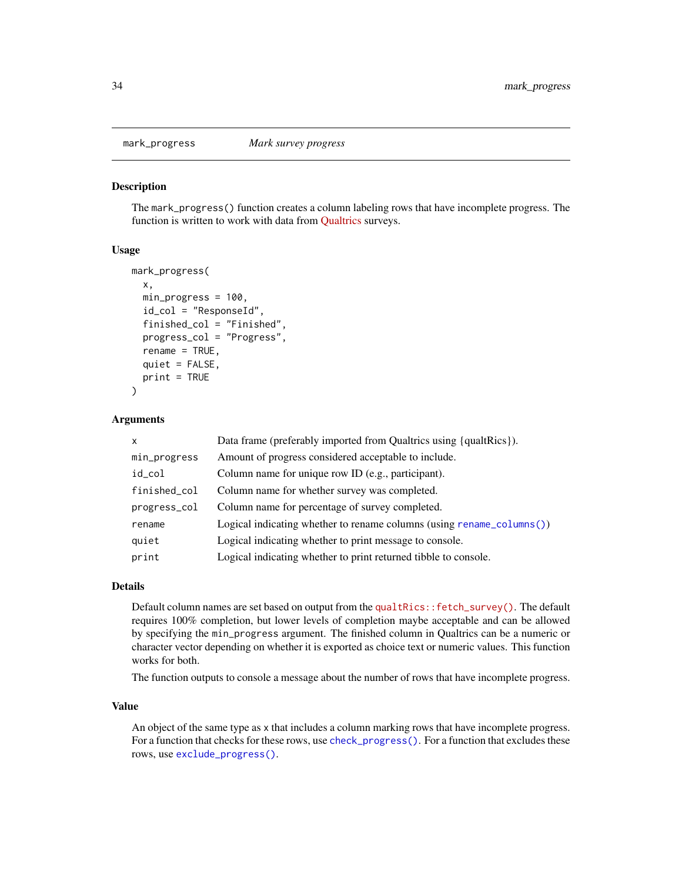# mark_progress — *Mark survey progress*

## Description

The `mark_progress()` function creates a column labeling rows that have incomplete progress. The function is written to work with data from Qualtrics surveys.

## Usage

```
mark_progress(
  x,
  min_progress = 100,
  id_col = "ResponseId",
  finished_col = "Finished",
  progress_col = "Progress",
  rename = TRUE,
  quiet = FALSE,
  print = TRUE
)
```

## Arguments

| | |
|---|---|
| `x` | Data frame (preferably imported from Qualtrics using {qualtRics}). |
| `min_progress` | Amount of progress considered acceptable to include. |
| `id_col` | Column name for unique row ID (e.g., participant). |
| `finished_col` | Column name for whether survey was completed. |
| `progress_col` | Column name for percentage of survey completed. |
| `rename` | Logical indicating whether to rename columns (using `rename_columns()`) |
| `quiet` | Logical indicating whether to print message to console. |
| `print` | Logical indicating whether to print returned tibble to console. |

## Details

Default column names are set based on output from the `qualtRics::fetch_survey()`. The default requires 100% completion, but lower levels of completion maybe acceptable and can be allowed by specifying the `min_progress` argument. The finished column in Qualtrics can be a numeric or character vector depending on whether it is exported as choice text or numeric values. This function works for both.

The function outputs to console a message about the number of rows that have incomplete progress.

## Value

An object of the same type as `x` that includes a column marking rows that have incomplete progress. For a function that checks for these rows, use `check_progress()`. For a function that excludes these rows, use `exclude_progress()`.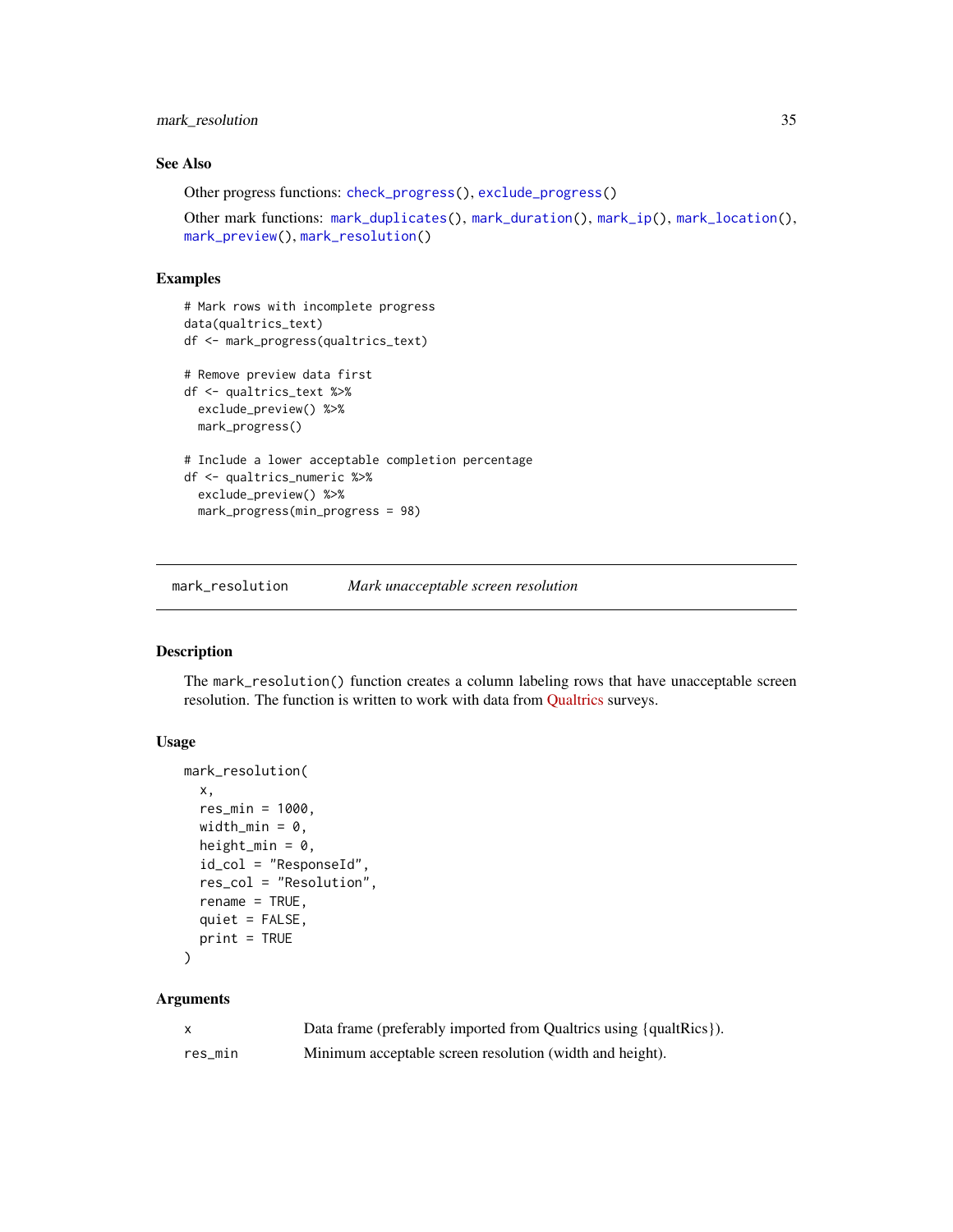### See Also

Other progress functions: `check_progress()`, `exclude_progress()`

Other mark functions: `mark_duplicates()`, `mark_duration()`, `mark_ip()`, `mark_location()`, `mark_preview()`, `mark_resolution()`

### Examples

```
# Mark rows with incomplete progress
data(qualtrics_text)
df <- mark_progress(qualtrics_text)

# Remove preview data first
df <- qualtrics_text %>%
  exclude_preview() %>%
  mark_progress()

# Include a lower acceptable completion percentage
df <- qualtrics_numeric %>%
  exclude_preview() %>%
  mark_progress(min_progress = 98)
```

---

## mark_resolution    *Mark unacceptable screen resolution*

---

### Description

The `mark_resolution()` function creates a column labeling rows that have unacceptable screen resolution. The function is written to work with data from Qualtrics surveys.

### Usage

```
mark_resolution(
  x,
  res_min = 1000,
  width_min = 0,
  height_min = 0,
  id_col = "ResponseId",
  res_col = "Resolution",
  rename = TRUE,
  quiet = FALSE,
  print = TRUE
)
```

### Arguments

| | |
|---|---|
| `x` | Data frame (preferably imported from Qualtrics using {qualtRics}). |
| `res_min` | Minimum acceptable screen resolution (width and height). |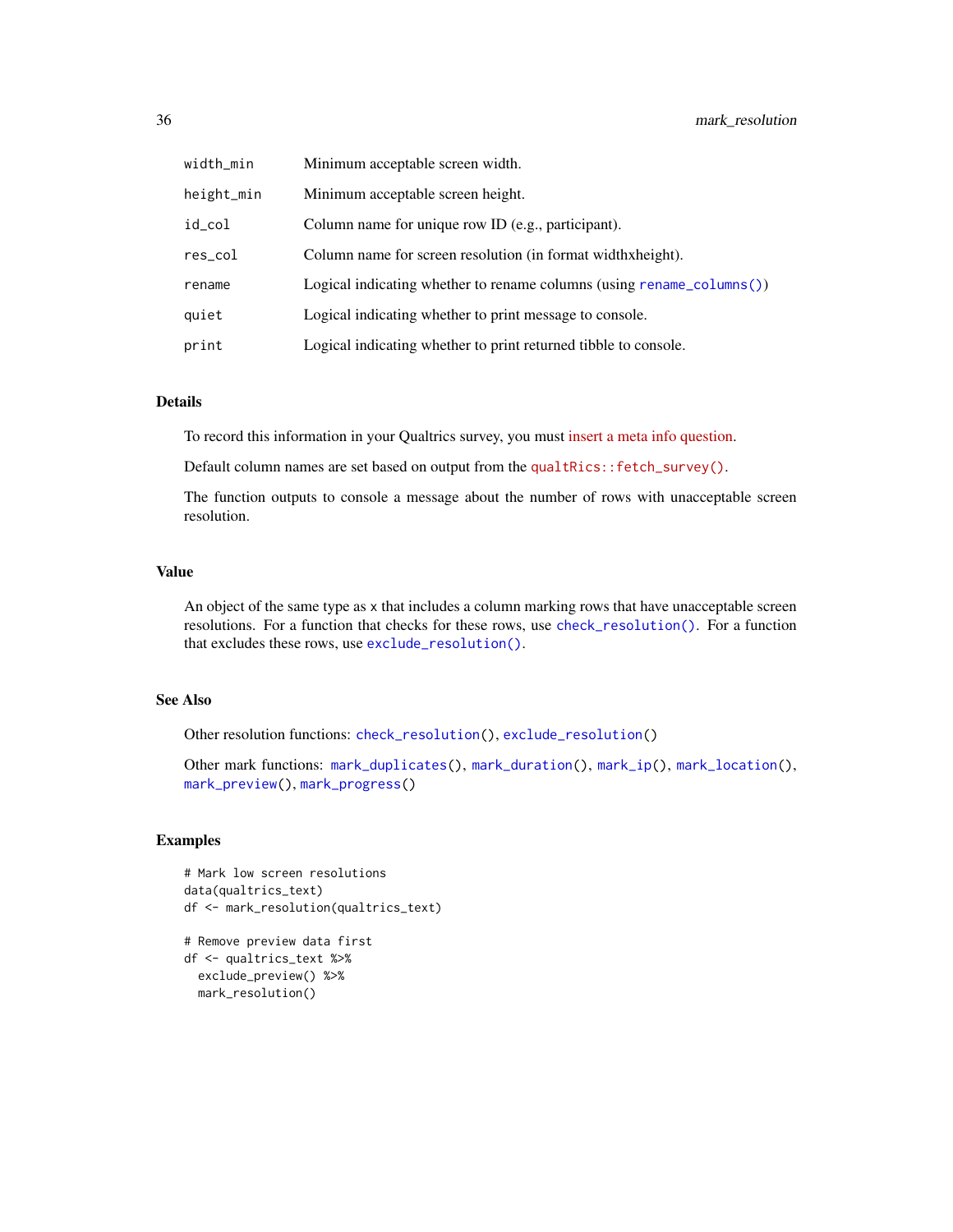| | |
|---|---|
| `width_min` | Minimum acceptable screen width. |
| `height_min` | Minimum acceptable screen height. |
| `id_col` | Column name for unique row ID (e.g., participant). |
| `res_col` | Column name for screen resolution (in format widthxheight). |
| `rename` | Logical indicating whether to rename columns (using `rename_columns()`) |
| `quiet` | Logical indicating whether to print message to console. |
| `print` | Logical indicating whether to print returned tibble to console. |

## Details

To record this information in your Qualtrics survey, you must insert a meta info question.

Default column names are set based on output from the `qualtRics::fetch_survey()`.

The function outputs to console a message about the number of rows with unacceptable screen resolution.

## Value

An object of the same type as `x` that includes a column marking rows that have unacceptable screen resolutions. For a function that checks for these rows, use `check_resolution()`. For a function that excludes these rows, use `exclude_resolution()`.

## See Also

Other resolution functions: `check_resolution()`, `exclude_resolution()`

Other mark functions: `mark_duplicates()`, `mark_duration()`, `mark_ip()`, `mark_location()`, `mark_preview()`, `mark_progress()`

## Examples

```
# Mark low screen resolutions
data(qualtrics_text)
df <- mark_resolution(qualtrics_text)

# Remove preview data first
df <- qualtrics_text %>%
  exclude_preview() %>%
  mark_resolution()
```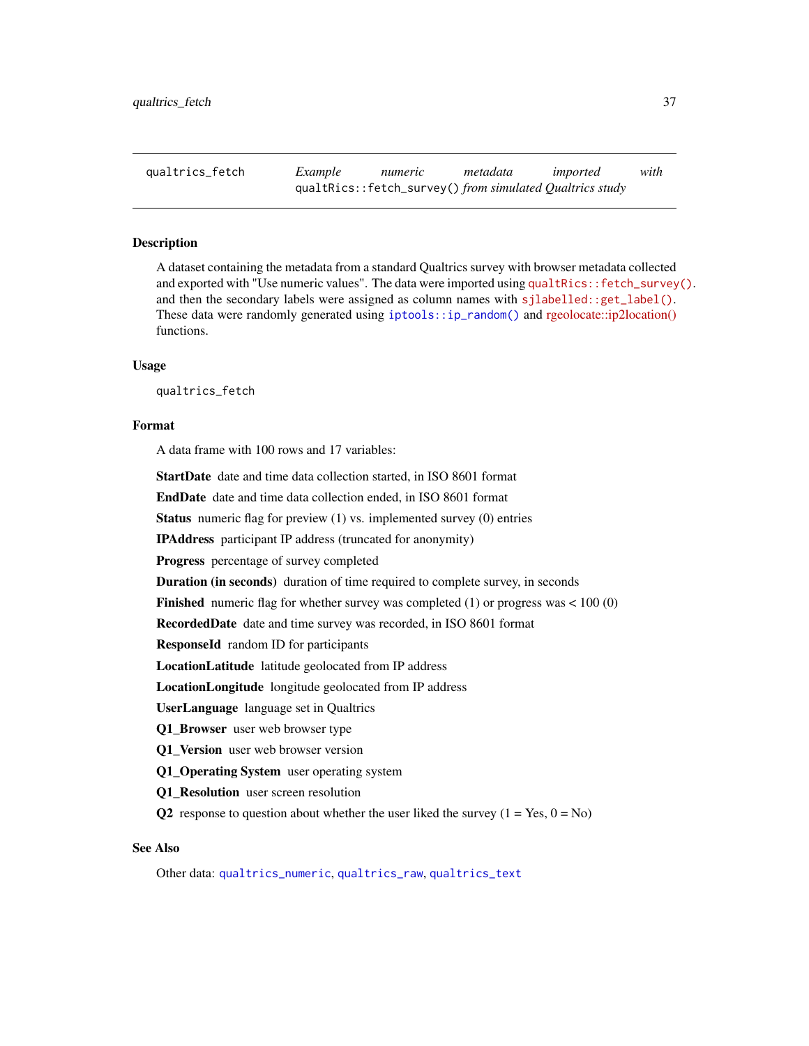| qualtrics_fetch | *Example numeric metadata imported with* `qualtRics::fetch_survey()` *from simulated Qualtrics study* |
|---|---|

## Description

A dataset containing the metadata from a standard Qualtrics survey with browser metadata collected and exported with "Use numeric values". The data were imported using `qualtRics::fetch_survey()`. and then the secondary labels were assigned as column names with `sjlabelled::get_label()`. These data were randomly generated using `iptools::ip_random()` and rgeolocate::ip2location() functions.

## Usage

```
qualtrics_fetch
```

## Format

A data frame with 100 rows and 17 variables:

**StartDate** date and time data collection started, in ISO 8601 format

**EndDate** date and time data collection ended, in ISO 8601 format

**Status** numeric flag for preview (1) vs. implemented survey (0) entries

**IPAddress** participant IP address (truncated for anonymity)

**Progress** percentage of survey completed

**Duration (in seconds)** duration of time required to complete survey, in seconds

**Finished** numeric flag for whether survey was completed (1) or progress was < 100 (0)

**RecordedDate** date and time survey was recorded, in ISO 8601 format

**ResponseId** random ID for participants

**LocationLatitude** latitude geolocated from IP address

**LocationLongitude** longitude geolocated from IP address

**UserLanguage** language set in Qualtrics

**Q1_Browser** user web browser type

**Q1_Version** user web browser version

**Q1_Operating System** user operating system

**Q1_Resolution** user screen resolution

**Q2** response to question about whether the user liked the survey (1 = Yes, 0 = No)

## See Also

Other data: `qualtrics_numeric`, `qualtrics_raw`, `qualtrics_text`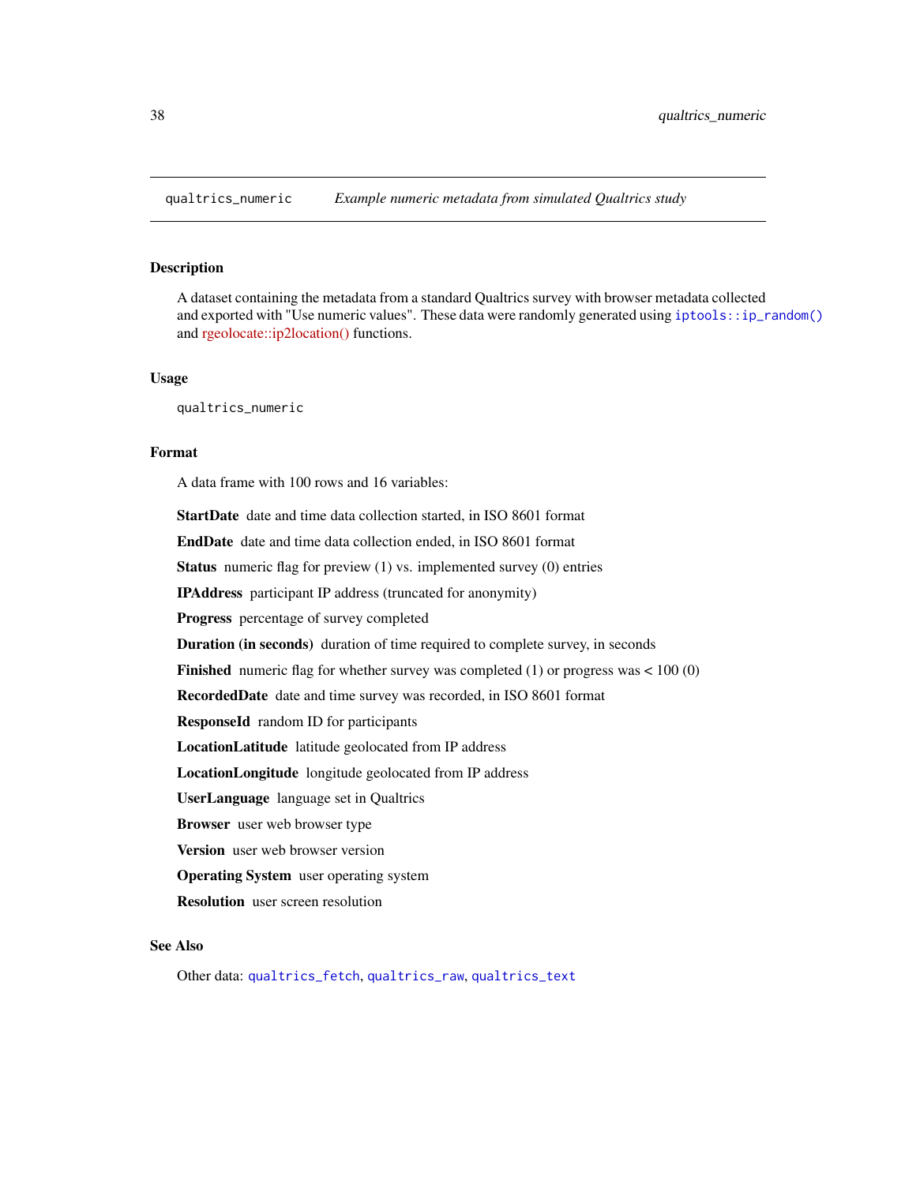## qualtrics_numeric *Example numeric metadata from simulated Qualtrics study*

### Description

A dataset containing the metadata from a standard Qualtrics survey with browser metadata collected and exported with "Use numeric values". These data were randomly generated using `iptools::ip_random()` and rgeolocate::ip2location() functions.

### Usage

```
qualtrics_numeric
```

### Format

A data frame with 100 rows and 16 variables:

**StartDate** date and time data collection started, in ISO 8601 format

**EndDate** date and time data collection ended, in ISO 8601 format

**Status** numeric flag for preview (1) vs. implemented survey (0) entries

**IPAddress** participant IP address (truncated for anonymity)

**Progress** percentage of survey completed

**Duration (in seconds)** duration of time required to complete survey, in seconds

**Finished** numeric flag for whether survey was completed (1) or progress was < 100 (0)

**RecordedDate** date and time survey was recorded, in ISO 8601 format

**ResponseId** random ID for participants

**LocationLatitude** latitude geolocated from IP address

**LocationLongitude** longitude geolocated from IP address

**UserLanguage** language set in Qualtrics

**Browser** user web browser type

**Version** user web browser version

**Operating System** user operating system

**Resolution** user screen resolution

### See Also

Other data: `qualtrics_fetch`, `qualtrics_raw`, `qualtrics_text`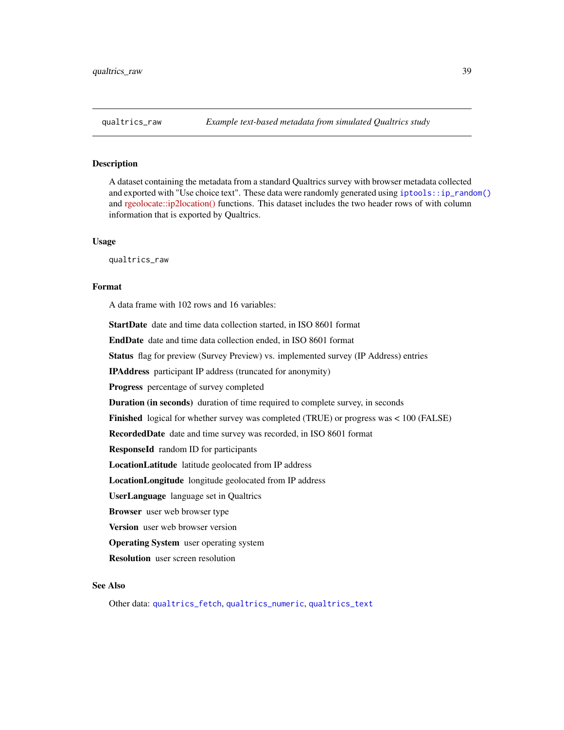## qualtrics_raw — *Example text-based metadata from simulated Qualtrics study*

### Description

A dataset containing the metadata from a standard Qualtrics survey with browser metadata collected and exported with "Use choice text". These data were randomly generated using `iptools::ip_random()` and rgeolocate::ip2location() functions. This dataset includes the two header rows of with column information that is exported by Qualtrics.

### Usage

```
qualtrics_raw
```

### Format

A data frame with 102 rows and 16 variables:

**StartDate** date and time data collection started, in ISO 8601 format

**EndDate** date and time data collection ended, in ISO 8601 format

**Status** flag for preview (Survey Preview) vs. implemented survey (IP Address) entries

**IPAddress** participant IP address (truncated for anonymity)

**Progress** percentage of survey completed

**Duration (in seconds)** duration of time required to complete survey, in seconds

**Finished** logical for whether survey was completed (TRUE) or progress was < 100 (FALSE)

**RecordedDate** date and time survey was recorded, in ISO 8601 format

**ResponseId** random ID for participants

**LocationLatitude** latitude geolocated from IP address

**LocationLongitude** longitude geolocated from IP address

**UserLanguage** language set in Qualtrics

**Browser** user web browser type

**Version** user web browser version

**Operating System** user operating system

**Resolution** user screen resolution

### See Also

Other data: `qualtrics_fetch`, `qualtrics_numeric`, `qualtrics_text`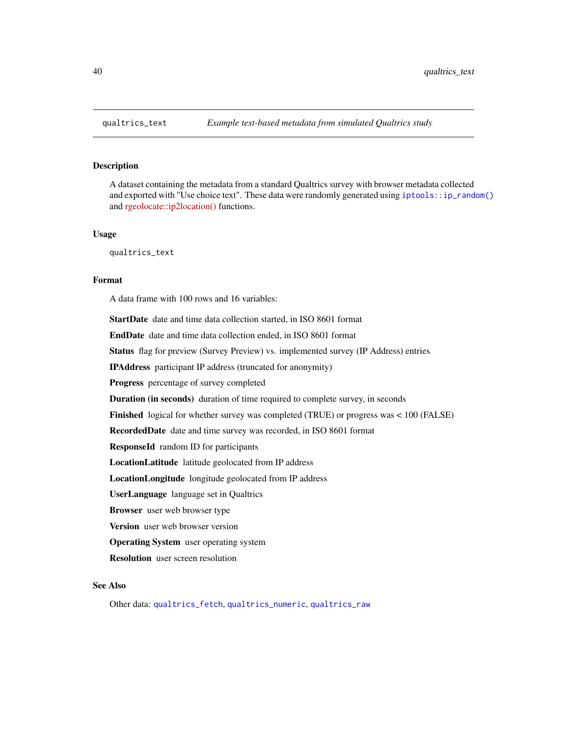## qualtrics_text

*Example text-based metadata from simulated Qualtrics study*

### Description

A dataset containing the metadata from a standard Qualtrics survey with browser metadata collected and exported with "Use choice text". These data were randomly generated using `iptools::ip_random()` and rgeolocate::ip2location() functions.

### Usage

```
qualtrics_text
```

### Format

A data frame with 100 rows and 16 variables:

- **StartDate** date and time data collection started, in ISO 8601 format
- **EndDate** date and time data collection ended, in ISO 8601 format
- **Status** flag for preview (Survey Preview) vs. implemented survey (IP Address) entries
- **IPAddress** participant IP address (truncated for anonymity)
- **Progress** percentage of survey completed
- **Duration (in seconds)** duration of time required to complete survey, in seconds
- **Finished** logical for whether survey was completed (TRUE) or progress was < 100 (FALSE)
- **RecordedDate** date and time survey was recorded, in ISO 8601 format
- **ResponseId** random ID for participants
- **LocationLatitude** latitude geolocated from IP address
- **LocationLongitude** longitude geolocated from IP address
- **UserLanguage** language set in Qualtrics
- **Browser** user web browser type
- **Version** user web browser version
- **Operating System** user operating system
- **Resolution** user screen resolution

### See Also

Other data: `qualtrics_fetch`, `qualtrics_numeric`, `qualtrics_raw`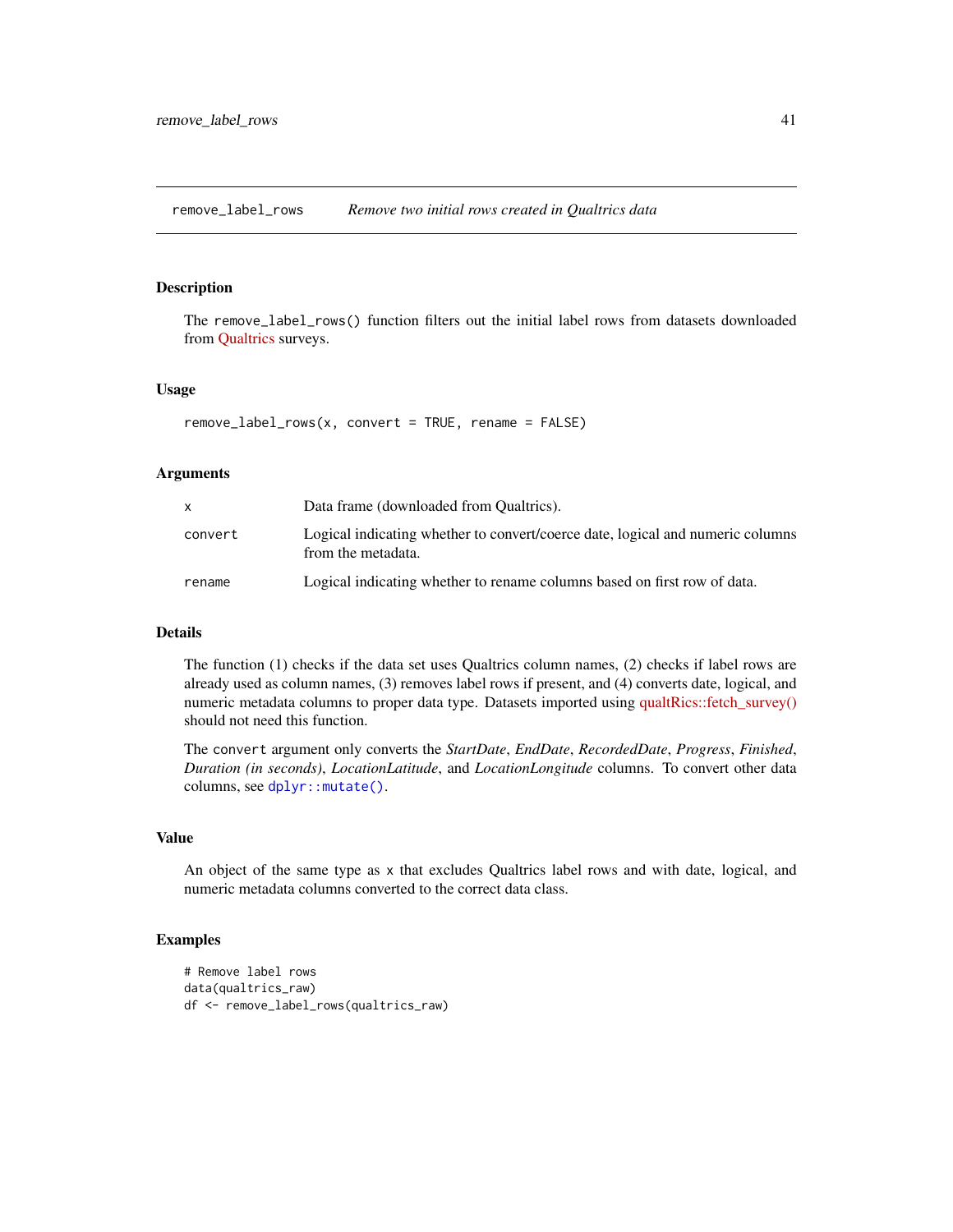## remove_label_rows — *Remove two initial rows created in Qualtrics data*

### Description

The `remove_label_rows()` function filters out the initial label rows from datasets downloaded from Qualtrics surveys.

### Usage

```
remove_label_rows(x, convert = TRUE, rename = FALSE)
```

### Arguments

| | |
|---|---|
| `x` | Data frame (downloaded from Qualtrics). |
| `convert` | Logical indicating whether to convert/coerce date, logical and numeric columns from the metadata. |
| `rename` | Logical indicating whether to rename columns based on first row of data. |

### Details

The function (1) checks if the data set uses Qualtrics column names, (2) checks if label rows are already used as column names, (3) removes label rows if present, and (4) converts date, logical, and numeric metadata columns to proper data type. Datasets imported using qualtRics::fetch_survey() should not need this function.

The `convert` argument only converts the *StartDate*, *EndDate*, *RecordedDate*, *Progress*, *Finished*, *Duration (in seconds)*, *LocationLatitude*, and *LocationLongitude* columns. To convert other data columns, see `dplyr::mutate()`.

### Value

An object of the same type as `x` that excludes Qualtrics label rows and with date, logical, and numeric metadata columns converted to the correct data class.

### Examples

```
# Remove label rows
data(qualtrics_raw)
df <- remove_label_rows(qualtrics_raw)
```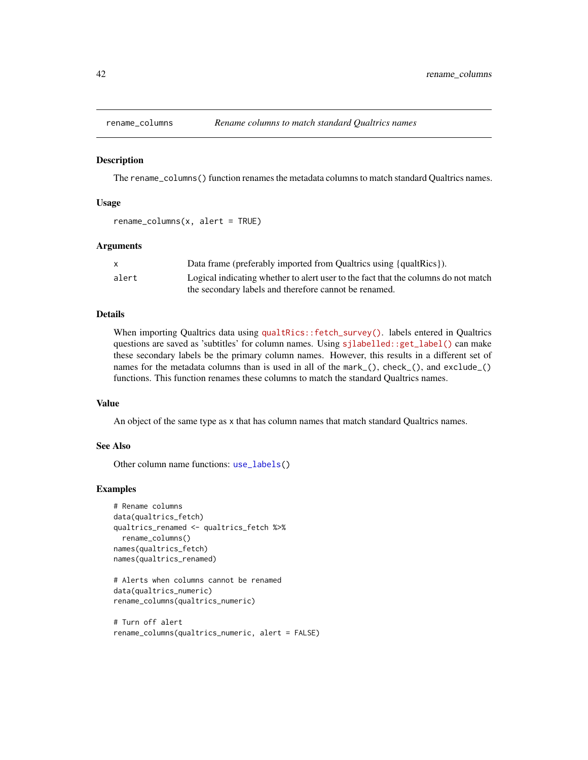# rename_columns — *Rename columns to match standard Qualtrics names*

## Description

The `rename_columns()` function renames the metadata columns to match standard Qualtrics names.

## Usage

```
rename_columns(x, alert = TRUE)
```

## Arguments

| | |
|---|---|
| `x` | Data frame (preferably imported from Qualtrics using {qualtRics}). |
| `alert` | Logical indicating whether to alert user to the fact that the columns do not match the secondary labels and therefore cannot be renamed. |

## Details

When importing Qualtrics data using `qualtRics::fetch_survey()`. labels entered in Qualtrics questions are saved as 'subtitles' for column names. Using `sjlabelled::get_label()` can make these secondary labels be the primary column names. However, this results in a different set of names for the metadata columns than is used in all of the `mark_()`, `check_()`, and `exclude_()` functions. This function renames these columns to match the standard Qualtrics names.

## Value

An object of the same type as `x` that has column names that match standard Qualtrics names.

## See Also

Other column name functions: `use_labels()`

## Examples

```
# Rename columns
data(qualtrics_fetch)
qualtrics_renamed <- qualtrics_fetch %>%
  rename_columns()
names(qualtrics_fetch)
names(qualtrics_renamed)

# Alerts when columns cannot be renamed
data(qualtrics_numeric)
rename_columns(qualtrics_numeric)

# Turn off alert
rename_columns(qualtrics_numeric, alert = FALSE)
```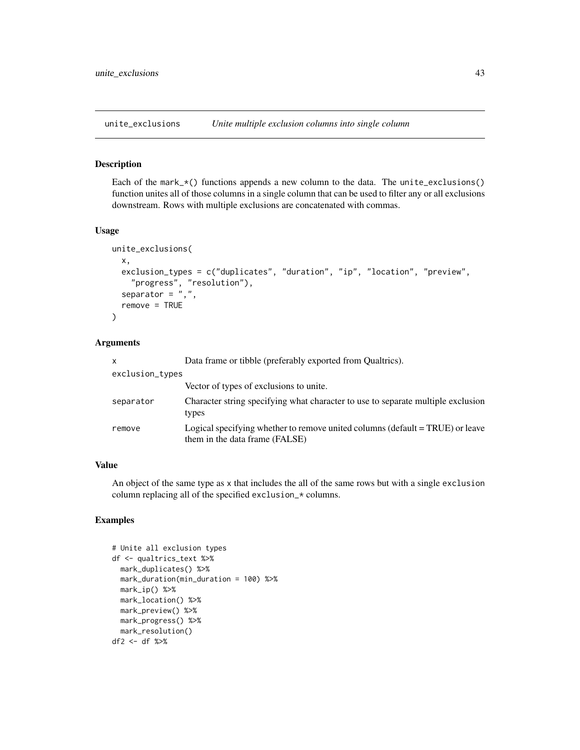## unite_exclusions *Unite multiple exclusion columns into single column*

### Description

Each of the mark_*() functions appends a new column to the data. The unite_exclusions() function unites all of those columns in a single column that can be used to filter any or all exclusions downstream. Rows with multiple exclusions are concatenated with commas.

### Usage

```
unite_exclusions(
  x,
  exclusion_types = c("duplicates", "duration", "ip", "location", "preview",
    "progress", "resolution"),
  separator = ",",
  remove = TRUE
)
```

### Arguments

| | |
|---|---|
| x | Data frame or tibble (preferably exported from Qualtrics). |
| exclusion_types | Vector of types of exclusions to unite. |
| separator | Character string specifying what character to use to separate multiple exclusion types |
| remove | Logical specifying whether to remove united columns (default = TRUE) or leave them in the data frame (FALSE) |

### Value

An object of the same type as x that includes the all of the same rows but with a single exclusion column replacing all of the specified exclusion_* columns.

### Examples

```
# Unite all exclusion types
df <- qualtrics_text %>%
  mark_duplicates() %>%
  mark_duration(min_duration = 100) %>%
  mark_ip() %>%
  mark_location() %>%
  mark_preview() %>%
  mark_progress() %>%
  mark_resolution()
df2 <- df %>%
```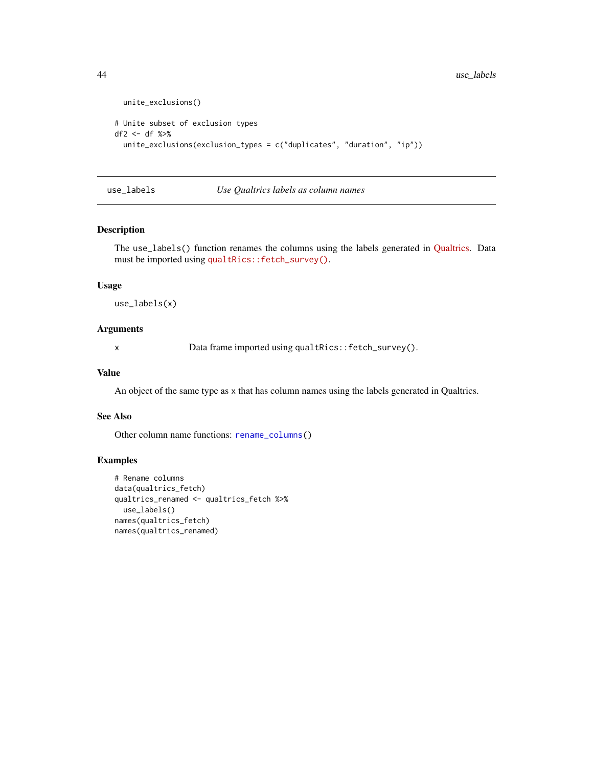```
  unite_exclusions()

# Unite subset of exclusion types
df2 <- df %>%
  unite_exclusions(exclusion_types = c("duplicates", "duration", "ip"))
```

---

## use_labels — *Use Qualtrics labels as column names*

### Description

The `use_labels()` function renames the columns using the labels generated in Qualtrics. Data must be imported using `qualtRics::fetch_survey()`.

### Usage

```
use_labels(x)
```

### Arguments

| | |
|---|---|
| x | Data frame imported using `qualtRics::fetch_survey()`. |

### Value

An object of the same type as `x` that has column names using the labels generated in Qualtrics.

### See Also

Other column name functions: `rename_columns()`

### Examples

```
# Rename columns
data(qualtrics_fetch)
qualtrics_renamed <- qualtrics_fetch %>%
  use_labels()
names(qualtrics_fetch)
names(qualtrics_renamed)
```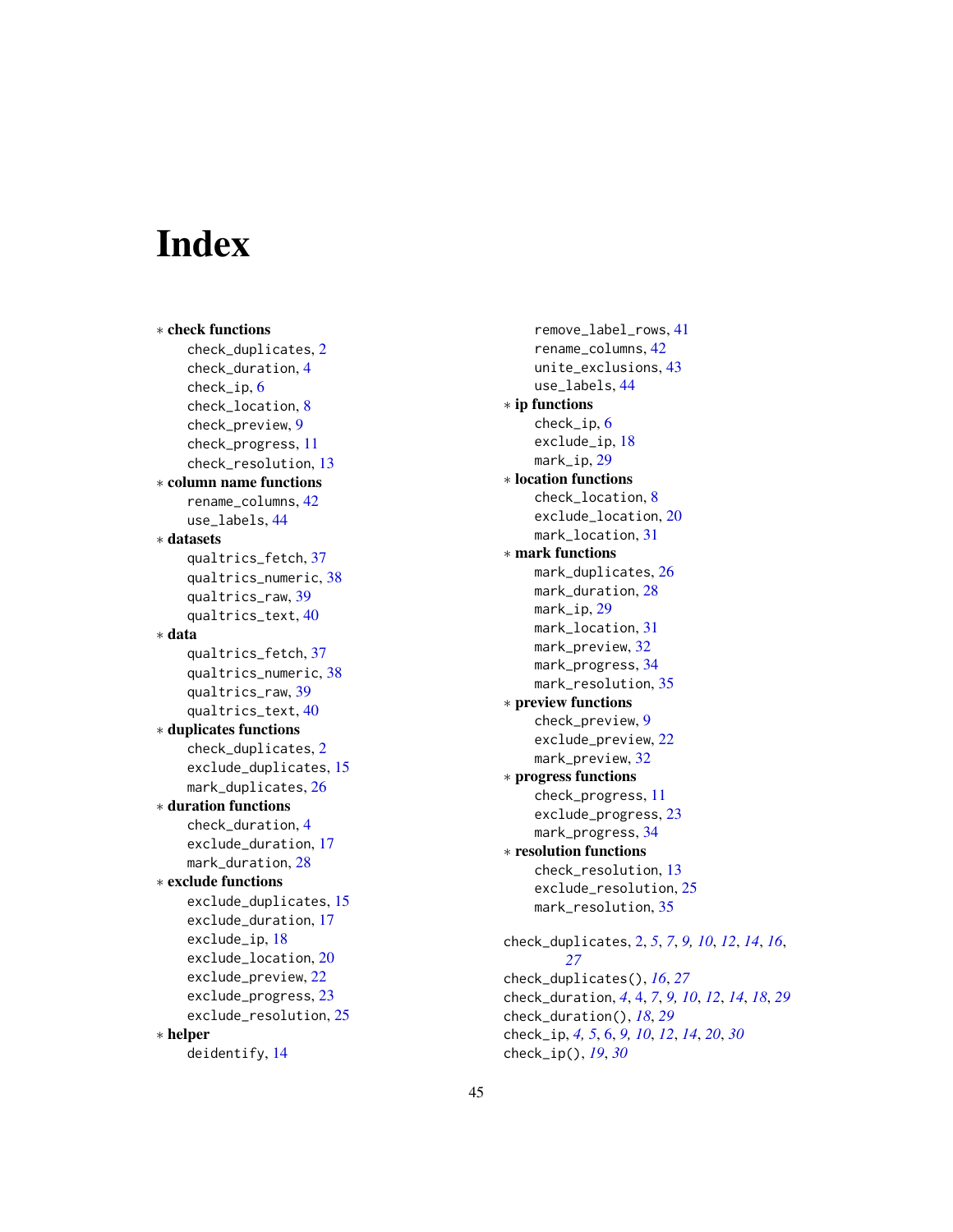# Index

∗ **check functions**
  check_duplicates, 2
  check_duration, 4
  check_ip, 6
  check_location, 8
  check_preview, 9
  check_progress, 11
  check_resolution, 13

∗ **column name functions**
  rename_columns, 42
  use_labels, 44

∗ **datasets**
  qualtrics_fetch, 37
  qualtrics_numeric, 38
  qualtrics_raw, 39
  qualtrics_text, 40

∗ **data**
  qualtrics_fetch, 37
  qualtrics_numeric, 38
  qualtrics_raw, 39
  qualtrics_text, 40

∗ **duplicates functions**
  check_duplicates, 2
  exclude_duplicates, 15
  mark_duplicates, 26

∗ **duration functions**
  check_duration, 4
  exclude_duration, 17
  mark_duration, 28

∗ **exclude functions**
  exclude_duplicates, 15
  exclude_duration, 17
  exclude_ip, 18
  exclude_location, 20
  exclude_preview, 22
  exclude_progress, 23
  exclude_resolution, 25

∗ **helper**
  deidentify, 14
  remove_label_rows, 41
  rename_columns, 42
  unite_exclusions, 43
  use_labels, 44

∗ **ip functions**
  check_ip, 6
  exclude_ip, 18
  mark_ip, 29

∗ **location functions**
  check_location, 8
  exclude_location, 20
  mark_location, 31

∗ **mark functions**
  mark_duplicates, 26
  mark_duration, 28
  mark_ip, 29
  mark_location, 31
  mark_preview, 32
  mark_progress, 34
  mark_resolution, 35

∗ **preview functions**
  check_preview, 9
  exclude_preview, 22
  mark_preview, 32

∗ **progress functions**
  check_progress, 11
  exclude_progress, 23
  mark_progress, 34

∗ **resolution functions**
  check_resolution, 13
  exclude_resolution, 25
  mark_resolution, 35

check_duplicates, 2, *5*, *7*, *9*, *10*, *12*, *14*, *16*, *27*
check_duplicates(), *16*, *27*
check_duration, *4*, 4, *7*, *9*, *10*, *12*, *14*, *18*, *29*
check_duration(), *18*, *29*
check_ip, *4*, *5*, 6, *9*, *10*, *12*, *14*, *20*, *30*
check_ip(), *19*, *30*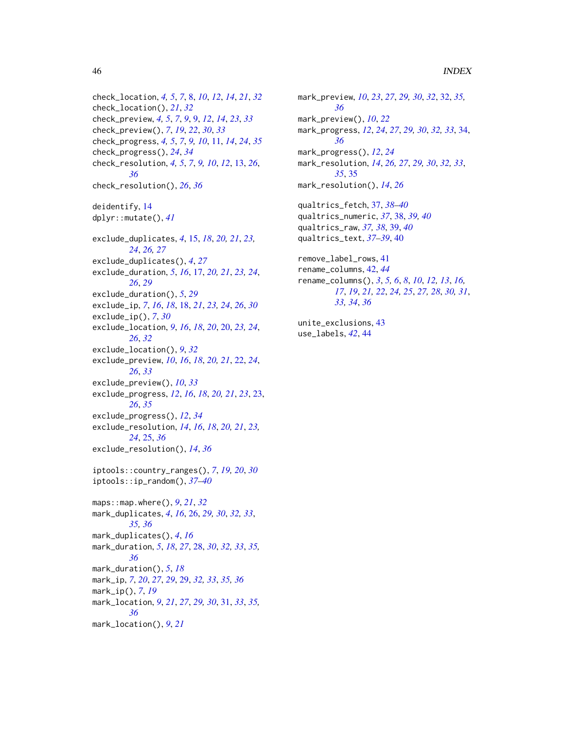check_location, *4, 5*, *7*, 8, *10*, *12*, *14*, *21*, *32*
check_location(), *21*, *32*
check_preview, *4, 5*, *7*, *9*, 9, *12*, *14*, *23*, *33*
check_preview(), *7*, *19*, *22*, *30*, *33*
check_progress, *4, 5*, *7*, *9, 10*, 11, *14*, *24*, *35*
check_progress(), *24*, *34*
check_resolution, *4, 5*, *7*, *9, 10*, *12*, 13, *26*, *36*
check_resolution(), *26*, *36*

deidentify, 14
dplyr::mutate(), *41*

exclude_duplicates, *4*, 15, *18*, *20, 21*, *23, 24*, *26, 27*
exclude_duplicates(), *4*, *27*
exclude_duration, *5*, *16*, 17, *20, 21*, *23, 24*, *26*, *29*
exclude_duration(), *5*, *29*
exclude_ip, *7*, *16*, *18*, 18, *21*, *23, 24*, *26*, *30*
exclude_ip(), *7*, *30*
exclude_location, *9*, *16*, *18*, *20*, 20, *23, 24*, *26*, *32*
exclude_location(), *9*, *32*
exclude_preview, *10*, *16*, *18*, *20, 21*, 22, *24*, *26*, *33*
exclude_preview(), *10*, *33*
exclude_progress, *12*, *16*, *18*, *20, 21*, *23*, 23, *26*, *35*
exclude_progress(), *12*, *34*
exclude_resolution, *14*, *16*, *18*, *20, 21*, *23, 24*, 25, *36*
exclude_resolution(), *14*, *36*

iptools::country_ranges(), *7*, *19, 20*, *30*
iptools::ip_random(), *37–40*

maps::map.where(), *9*, *21*, *32*
mark_duplicates, *4*, *16*, 26, *29, 30*, *32, 33*, *35, 36*
mark_duplicates(), *4*, *16*
mark_duration, *5*, *18*, *27*, 28, *30*, *32, 33*, *35, 36*
mark_duration(), *5*, *18*
mark_ip, *7*, *20*, *27*, *29*, 29, *32, 33*, *35, 36*
mark_ip(), *7*, *19*
mark_location, *9*, *21*, *27*, *29, 30*, 31, *33*, *35, 36*
mark_location(), *9*, *21*
mark_preview, *10*, *23*, *27*, *29, 30*, *32*, 32, *35, 36*
mark_preview(), *10*, *22*
mark_progress, *12*, *24*, *27*, *29, 30*, *32, 33*, 34, *36*
mark_progress(), *12*, *24*
mark_resolution, *14*, *26, 27*, *29, 30*, *32, 33*, *35*, 35
mark_resolution(), *14*, *26*

qualtrics_fetch, 37, *38–40*
qualtrics_numeric, *37*, 38, *39, 40*
qualtrics_raw, *37, 38*, 39, *40*
qualtrics_text, *37–39*, 40

remove_label_rows, 41
rename_columns, 42, *44*
rename_columns(), *3*, *5, 6*, *8*, *10*, *12, 13*, *16, 17*, *19*, *21, 22*, *24, 25*, *27, 28*, *30, 31*, *33, 34*, *36*

unite_exclusions, 43
use_labels, *42*, 44